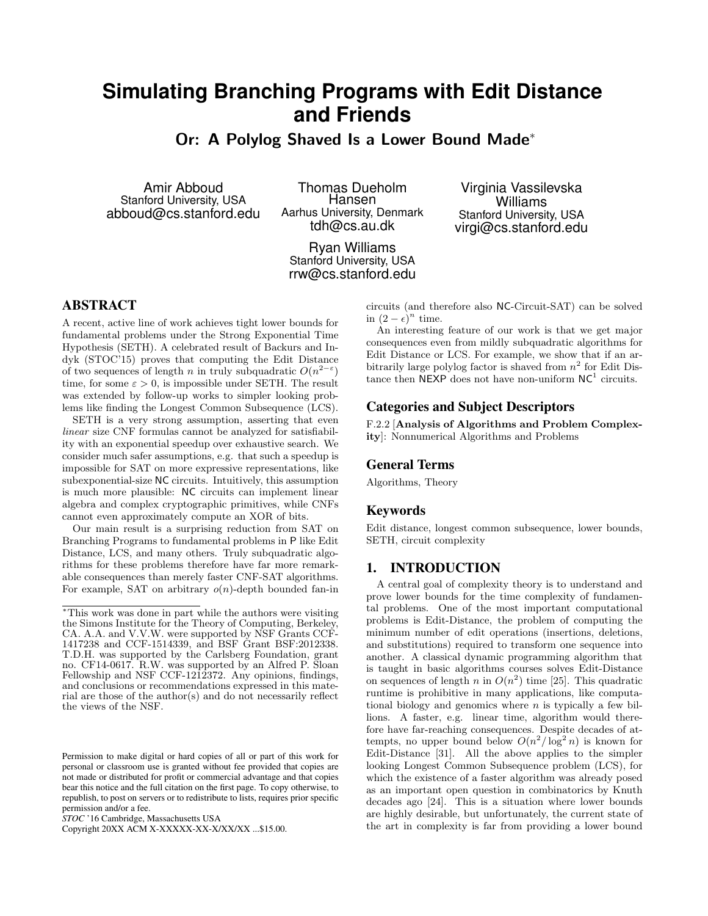# Simulating Branching Programs with Edit Distance and Friends

## Or: A Polylog Shaved Is a Lower Bound Made*

Amir Abboud
Stanford University, USA
abboud@cs.stanford.edu

Thomas Dueholm Hansen
Aarhus University, Denmark
tdh@cs.au.dk

Virginia Vassilevska Williams
Stanford University, USA
virgi@cs.stanford.edu

Ryan Williams
Stanford University, USA
rrw@cs.stanford.edu

## ABSTRACT

A recent, active line of work achieves tight lower bounds for fundamental problems under the Strong Exponential Time Hypothesis (SETH). A celebrated result of Backurs and Indyk (STOC'15) proves that computing the Edit Distance of two sequences of length $n$ in truly subquadratic $O(n^{2-\varepsilon})$ time, for some $\varepsilon > 0$, is impossible under SETH. The result was extended by follow-up works to simpler looking problems like finding the Longest Common Subsequence (LCS).

SETH is a very strong assumption, asserting that even *linear* size CNF formulas cannot be analyzed for satisfiability with an exponential speedup over exhaustive search. We consider much safer assumptions, e.g. that such a speedup is impossible for SAT on more expressive representations, like subexponential-size NC circuits. Intuitively, this assumption is much more plausible: NC circuits can implement linear algebra and complex cryptographic primitives, while CNFs cannot even approximately compute an XOR of bits.

Our main result is a surprising reduction from SAT on Branching Programs to fundamental problems in P like Edit Distance, LCS, and many others. Truly subquadratic algorithms for these problems therefore have far more remarkable consequences than merely faster CNF-SAT algorithms. For example, SAT on arbitrary $o(n)$-depth bounded fan-in circuits (and therefore also NC-Circuit-SAT) can be solved in $(2-\epsilon)^n$ time.

An interesting feature of our work is that we get major consequences even from mildly subquadratic algorithms for Edit Distance or LCS. For example, we show that if an arbitrarily large polylog factor is shaved from $n^2$ for Edit Distance then NEXP does not have non-uniform $\mathsf{NC}^1$ circuits.

## Categories and Subject Descriptors

F.2.2 [**Analysis of Algorithms and Problem Complexity**]: Nonnumerical Algorithms and Problems

## General Terms

Algorithms, Theory

## Keywords

Edit distance, longest common subsequence, lower bounds, SETH, circuit complexity

## 1. INTRODUCTION

A central goal of complexity theory is to understand and prove lower bounds for the time complexity of fundamental problems. One of the most important computational problems is Edit-Distance, the problem of computing the minimum number of edit operations (insertions, deletions, and substitutions) required to transform one sequence into another. A classical dynamic programming algorithm that is taught in basic algorithms courses solves Edit-Distance on sequences of length $n$ in $O(n^2)$ time [25]. This quadratic runtime is prohibitive in many applications, like computational biology and genomics where $n$ is typically a few billions. A faster, e.g. linear time, algorithm would therefore have far-reaching consequences. Despite decades of attempts, no upper bound below $O(n^2/\log^2 n)$ is known for Edit-Distance [31]. All the above applies to the simpler looking Longest Common Subsequence problem (LCS), for which the existence of a faster algorithm was already posed as an important open question in combinatorics by Knuth decades ago [24]. This is a situation where lower bounds are highly desirable, but unfortunately, the current state of the art in complexity is far from providing a lower bound

*This work was done in part while the authors were visiting the Simons Institute for the Theory of Computing, Berkeley, CA. A.A. and V.V.W. were supported by NSF Grants CCF-1417238 and CCF-1514339, and BSF Grant BSF:2012338. T.D.H. was supported by the Carlsberg Foundation, grant no. CF14-0617. R.W. was supported by an Alfred P. Sloan Fellowship and NSF CCF-1212372. Any opinions, findings, and conclusions or recommendations expressed in this material are those of the author(s) and do not necessarily reflect the views of the NSF.

Permission to make digital or hard copies of all or part of this work for personal or classroom use is granted without fee provided that copies are not made or distributed for profit or commercial advantage and that copies bear this notice and the full citation on the first page. To copy otherwise, to republish, to post on servers or to redistribute to lists, requires prior specific permission and/or a fee.
*STOC* '16 Cambridge, Massachusetts USA
Copyright 20XX ACM X-XXXXX-XX-X/XX/XX ...$15.00.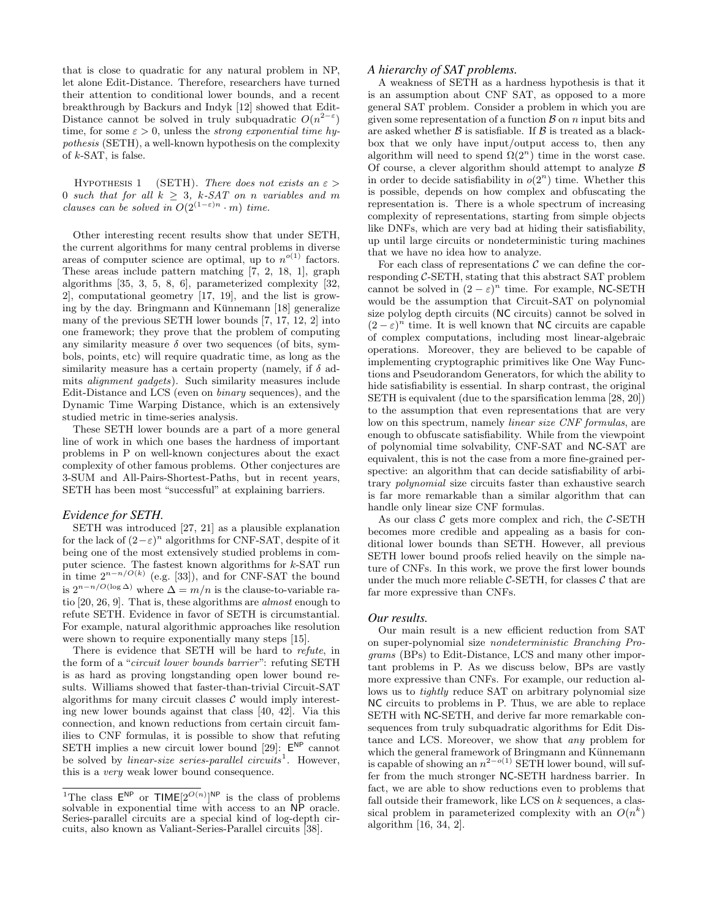that is close to quadratic for any natural problem in NP, let alone Edit-Distance. Therefore, researchers have turned their attention to conditional lower bounds, and a recent breakthrough by Backurs and Indyk [12] showed that Edit-Distance cannot be solved in truly subquadratic $O(n^{2-\varepsilon})$ time, for some $\varepsilon > 0$, unless the *strong exponential time hypothesis* (SETH), a well-known hypothesis on the complexity of $k$-SAT, is false.

Hypothesis 1 (SETH). *There does not exists an $\varepsilon > 0$ such that for all $k \geq 3$, $k$-SAT on $n$ variables and $m$ clauses can be solved in $O(2^{(1-\varepsilon)n} \cdot m)$ time.*

Other interesting recent results show that under SETH, the current algorithms for many central problems in diverse areas of computer science are optimal, up to $n^{o(1)}$ factors. These areas include pattern matching [7, 2, 18, 1], graph algorithms [35, 3, 5, 8, 6], parameterized complexity [32, 2], computational geometry [17, 19], and the list is growing by the day. Bringmann and Künnemann [18] generalize many of the previous SETH lower bounds [7, 17, 12, 2] into one framework; they prove that the problem of computing any similarity measure $\delta$ over two sequences (of bits, symbols, points, etc) will require quadratic time, as long as the similarity measure has a certain property (namely, if $\delta$ admits *alignment gadgets*). Such similarity measures include Edit-Distance and LCS (even on *binary* sequences), and the Dynamic Time Warping Distance, which is an extensively studied metric in time-series analysis.

These SETH lower bounds are a part of a more general line of work in which one bases the hardness of important problems in P on well-known conjectures about the exact complexity of other famous problems. Other conjectures are 3-SUM and All-Pairs-Shortest-Paths, but in recent years, SETH has been most "successful" at explaining barriers.

### *Evidence for SETH.*

SETH was introduced [27, 21] as a plausible explanation for the lack of $(2-\varepsilon)^n$ algorithms for CNF-SAT, despite of it being one of the most extensively studied problems in computer science. The fastest known algorithms for $k$-SAT run in time $2^{n-n/O(k)}$ (e.g. [33]), and for CNF-SAT the bound is $2^{n-n/O(\log \Delta)}$ where $\Delta = m/n$ is the clause-to-variable ratio [20, 26, 9]. That is, these algorithms are *almost* enough to refute SETH. Evidence in favor of SETH is circumstantial. For example, natural algorithmic approaches like resolution were shown to require exponentially many steps [15].

There is evidence that SETH will be hard to *refute*, in the form of a "*circuit lower bounds barrier*": refuting SETH is as hard as proving longstanding open lower bound results. Williams showed that faster-than-trivial Circuit-SAT algorithms for many circuit classes $\mathcal{C}$ would imply interesting new lower bounds against that class [40, 42]. Via this connection, and known reductions from certain circuit families to CNF formulas, it is possible to show that refuting SETH implies a new circuit lower bound [29]: $\mathsf{E}^{\mathsf{NP}}$ cannot be solved by *linear-size series-parallel circuits*[1]. However, this is a *very* weak lower bound consequence.

### *A hierarchy of SAT problems.*

A weakness of SETH as a hardness hypothesis is that it is an assumption about CNF SAT, as opposed to a more general SAT problem. Consider a problem in which you are given some representation of a function $\mathcal{B}$ on $n$ input bits and are asked whether $\mathcal{B}$ is satisfiable. If $\mathcal{B}$ is treated as a black-box that we only have input/output access to, then any algorithm will need to spend $\Omega(2^n)$ time in the worst case. Of course, a clever algorithm should attempt to analyze $\mathcal{B}$ in order to decide satisfiability in $o(2^n)$ time. Whether this is possible, depends on how complex and obfuscating the representation is. There is a whole spectrum of increasing complexity of representations, starting from simple objects like DNFs, which are very bad at hiding their satisfiability, up until large circuits or nondeterministic turing machines that we have no idea how to analyze.

For each class of representations $\mathcal{C}$ we can define the corresponding $\mathcal{C}$-SETH, stating that this abstract SAT problem cannot be solved in $(2-\varepsilon)^n$ time. For example, $\mathsf{NC}$-SETH would be the assumption that Circuit-SAT on polynomial size polylog depth circuits ($\mathsf{NC}$ circuits) cannot be solved in $(2-\varepsilon)^n$ time. It is well known that $\mathsf{NC}$ circuits are capable of complex computations, including most linear-algebraic operations. Moreover, they are believed to be capable of implementing cryptographic primitives like One Way Functions and Pseudorandom Generators, for which the ability to hide satisfiability is essential. In sharp contrast, the original SETH is equivalent (due to the sparsification lemma [28, 20]) to the assumption that even representations that are very low on this spectrum, namely *linear size CNF formulas*, are enough to obfuscate satisfiability. While from the viewpoint of polynomial time solvability, CNF-SAT and $\mathsf{NC}$-SAT are equivalent, this is not the case from a more fine-grained perspective: an algorithm that can decide satisfiability of arbitrary *polynomial* size circuits faster than exhaustive search is far more remarkable than a similar algorithm that can handle only linear size CNF formulas.

As our class $\mathcal{C}$ gets more complex and rich, the $\mathcal{C}$-SETH becomes more credible and appealing as a basis for conditional lower bounds than SETH. However, all previous SETH lower bound proofs relied heavily on the simple nature of CNFs. In this work, we prove the first lower bounds under the much more reliable $\mathcal{C}$-SETH, for classes $\mathcal{C}$ that are far more expressive than CNFs.

### *Our results.*

Our main result is a new efficient reduction from SAT on super-polynomial size *nondeterministic Branching Programs* (BPs) to Edit-Distance, LCS and many other important problems in P. As we discuss below, BPs are vastly more expressive than CNFs. For example, our reduction allows us to *tightly* reduce SAT on arbitrary polynomial size $\mathsf{NC}$ circuits to problems in P. Thus, we are able to replace SETH with $\mathsf{NC}$-SETH, and derive far more remarkable consequences from truly subquadratic algorithms for Edit Distance and LCS. Moreover, we show that *any* problem for which the general framework of Bringmann and Künnemann is capable of showing an $n^{2-o(1)}$ SETH lower bound, will suffer from the much stronger $\mathsf{NC}$-SETH hardness barrier. In fact, we are able to show reductions even to problems that fall outside their framework, like LCS on $k$ sequences, a classical problem in parameterized complexity with an $O(n^k)$ algorithm [16, 34, 2].

[1] The class $\mathsf{E}^{\mathsf{NP}}$ or $\mathsf{TIME}[2^{O(n)}]^{\mathsf{NP}}$ is the class of problems solvable in exponential time with access to an NP oracle. Series-parallel circuits are a special kind of log-depth circuits, also known as Valiant-Series-Parallel circuits [38].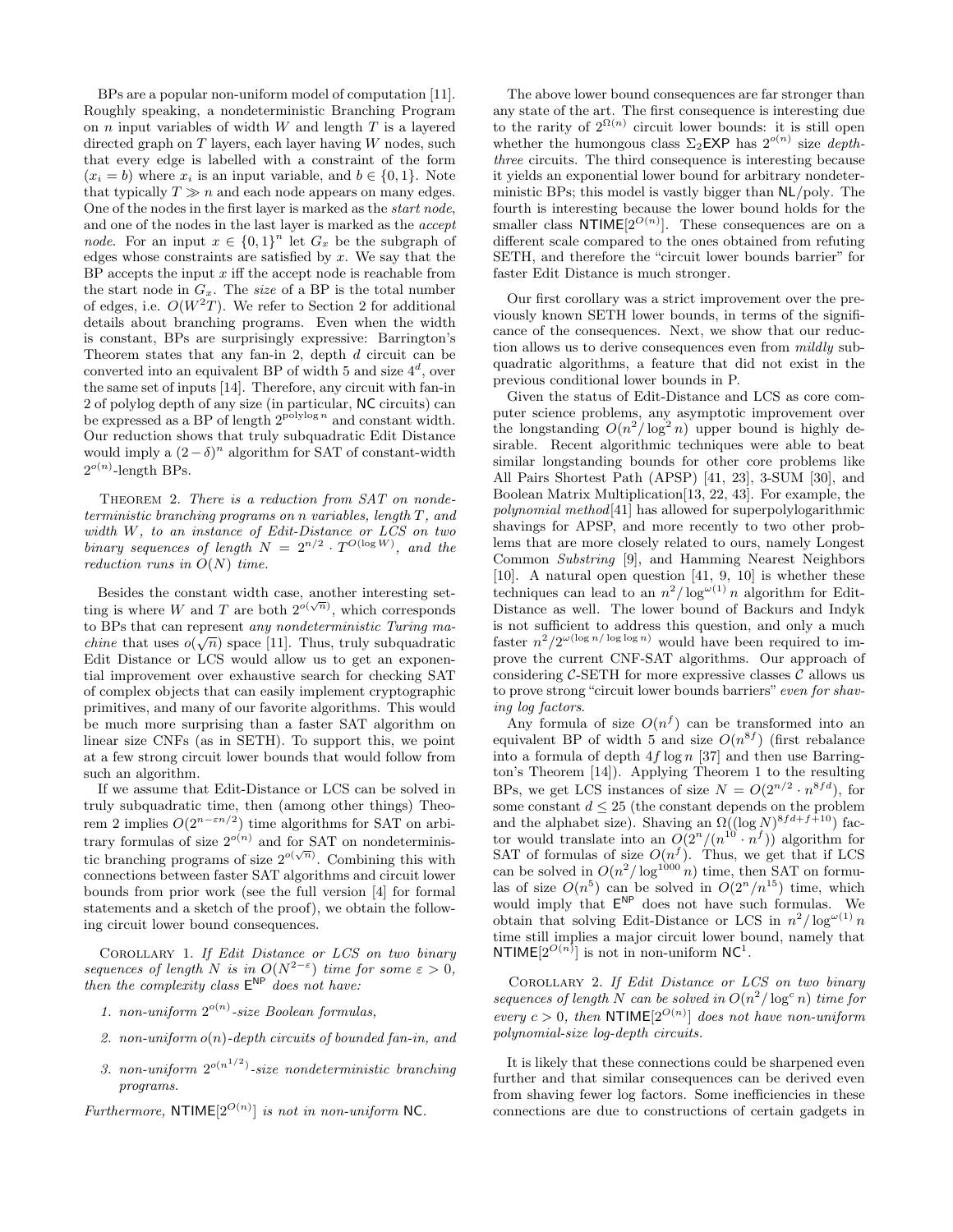BPs are a popular non-uniform model of computation [11]. Roughly speaking, a nondeterministic Branching Program on $n$ input variables of width $W$ and length $T$ is a layered directed graph on $T$ layers, each layer having $W$ nodes, such that every edge is labelled with a constraint of the form $(x_i = b)$ where $x_i$ is an input variable, and $b \in \{0,1\}$. Note that typically $T \gg n$ and each node appears on many edges. One of the nodes in the first layer is marked as the *start node*, and one of the nodes in the last layer is marked as the *accept node*. For an input $x \in \{0,1\}^n$ let $G_x$ be the subgraph of edges whose constraints are satisfied by $x$. We say that the BP accepts the input $x$ iff the accept node is reachable from the start node in $G_x$. The *size* of a BP is the total number of edges, i.e. $O(W^2T)$. We refer to Section 2 for additional details about branching programs. Even when the width is constant, BPs are surprisingly expressive: Barrington's Theorem states that any fan-in 2, depth $d$ circuit can be converted into an equivalent BP of width 5 and size $4^d$, over the same set of inputs [14]. Therefore, any circuit with fan-in 2 of polylog depth of any size (in particular, $\mathsf{NC}$ circuits) can be expressed as a BP of length $2^{\text{polylog}\, n}$ and constant width. Our reduction shows that truly subquadratic Edit Distance would imply a $(2-\delta)^n$ algorithm for SAT of constant-width $2^{o(n)}$-length BPs.

Theorem 2. *There is a reduction from SAT on nondeterministic branching programs on $n$ variables, length $T$, and width $W$, to an instance of Edit-Distance or LCS on two binary sequences of length $N = 2^{n/2} \cdot T^{O(\log W)}$, and the reduction runs in $O(N)$ time.*

Besides the constant width case, another interesting setting is where $W$ and $T$ are both $2^{o(\sqrt{n})}$, which corresponds to BPs that can represent *any nondeterministic Turing machine* that uses $o(\sqrt{n})$ space [11]. Thus, truly subquadratic Edit Distance or LCS would allow us to get an exponential improvement over exhaustive search for checking SAT of complex objects that can easily implement cryptographic primitives, and many of our favorite algorithms. This would be much more surprising than a faster SAT algorithm on linear size CNFs (as in SETH). To support this, we point at a few strong circuit lower bounds that would follow from such an algorithm.

If we assume that Edit-Distance or LCS can be solved in truly subquadratic time, then (among other things) Theorem 2 implies $O(2^{n-\varepsilon n/2})$ time algorithms for SAT on arbitrary formulas of size $2^{o(n)}$ and for SAT on nondeterministic branching programs of size $2^{o(\sqrt{n})}$. Combining this with connections between faster SAT algorithms and circuit lower bounds from prior work (see the full version [4] for formal statements and a sketch of the proof), we obtain the following circuit lower bound consequences.

Corollary 1. *If Edit Distance or LCS on two binary sequences of length $N$ is in $O(N^{2-\varepsilon})$ time for some $\varepsilon > 0$, then the complexity class $\mathsf{E}^{\mathsf{NP}}$ does not have:*

1. *non-uniform $2^{o(n)}$-size Boolean formulas,*
2. *non-uniform $o(n)$-depth circuits of bounded fan-in, and*
3. *non-uniform $2^{o(n^{1/2})}$-size nondeterministic branching programs.*

*Furthermore, $\mathsf{NTIME}[2^{O(n)}]$ is not in non-uniform $\mathsf{NC}$.*

The above lower bound consequences are far stronger than any state of the art. The first consequence is interesting due to the rarity of $2^{\Omega(n)}$ circuit lower bounds: it is still open whether the humongous class $\Sigma_2\mathsf{EXP}$ has $2^{o(n)}$ size *depth-three* circuits. The third consequence is interesting because it yields an exponential lower bound for arbitrary nondeterministic BPs; this model is vastly bigger than $\mathsf{NL}$/poly. The fourth is interesting because the lower bound holds for the smaller class $\mathsf{NTIME}[2^{O(n)}]$. These consequences are on a different scale compared to the ones obtained from refuting SETH, and therefore the "circuit lower bounds barrier" for faster Edit Distance is much stronger.

Our first corollary was a strict improvement over the previously known SETH lower bounds, in terms of the significance of the consequences. Next, we show that our reduction allows us to derive consequences even from *mildly* subquadratic algorithms, a feature that did not exist in the previous conditional lower bounds in P.

Given the status of Edit-Distance and LCS as core computer science problems, any asymptotic improvement over the longstanding $O(n^2/\log^2 n)$ upper bound is highly desirable. Recent algorithmic techniques were able to beat similar longstanding bounds for other core problems like All Pairs Shortest Path (APSP) [41, 23], 3-SUM [30], and Boolean Matrix Multiplication[13, 22, 43]. For example, the *polynomial method*[41] has allowed for superpolylogarithmic shavings for APSP, and more recently to two other problems that are more closely related to ours, namely Longest Common *Substring* [9], and Hamming Nearest Neighbors [10]. A natural open question [41, 9, 10] is whether these techniques can lead to an $n^2/\log^{\omega(1)} n$ algorithm for Edit-Distance as well. The lower bound of Backurs and Indyk is not sufficient to address this question, and only a much faster $n^2/2^{\omega(\log n/\log\log n)}$ would have been required to improve the current CNF-SAT algorithms. Our approach of considering $\mathcal{C}$-SETH for more expressive classes $\mathcal{C}$ allows us to prove strong "circuit lower bounds barriers" *even for shaving log factors*.

Any formula of size $O(n^f)$ can be transformed into an equivalent BP of width 5 and size $O(n^{8f})$ (first rebalance into a formula of depth $4f \log n$ [37] and then use Barrington's Theorem [14]). Applying Theorem 1 to the resulting BPs, we get LCS instances of size $N = O(2^{n/2} \cdot n^{8fd})$, for some constant $d \leq 25$ (the constant depends on the problem and the alphabet size). Shaving an $\Omega((\log N)^{8fd+f+10})$ factor would translate into an $O(2^n/(n^{10} \cdot n^f))$ algorithm for SAT of formulas of size $O(n^f)$. Thus, we get that if LCS can be solved in $O(n^2/\log^{1000} n)$ time, then SAT on formulas of size $O(n^5)$ can be solved in $O(2^n/n^{15})$ time, which would imply that $\mathsf{E}^{\mathsf{NP}}$ does not have such formulas. We obtain that solving Edit-Distance or LCS in $n^2/\log^{\omega(1)} n$ time still implies a major circuit lower bound, namely that $\mathsf{NTIME}[2^{O(n)}]$ is not in non-uniform $\mathsf{NC}^1$.

Corollary 2. *If Edit Distance or LCS on two binary sequences of length $N$ can be solved in $O(n^2/\log^c n)$ time for every $c > 0$, then $\mathsf{NTIME}[2^{O(n)}]$ does not have non-uniform polynomial-size log-depth circuits.*

It is likely that these connections could be sharpened even further and that similar consequences can be derived even from shaving fewer log factors. Some inefficiencies in these connections are due to constructions of certain gadgets in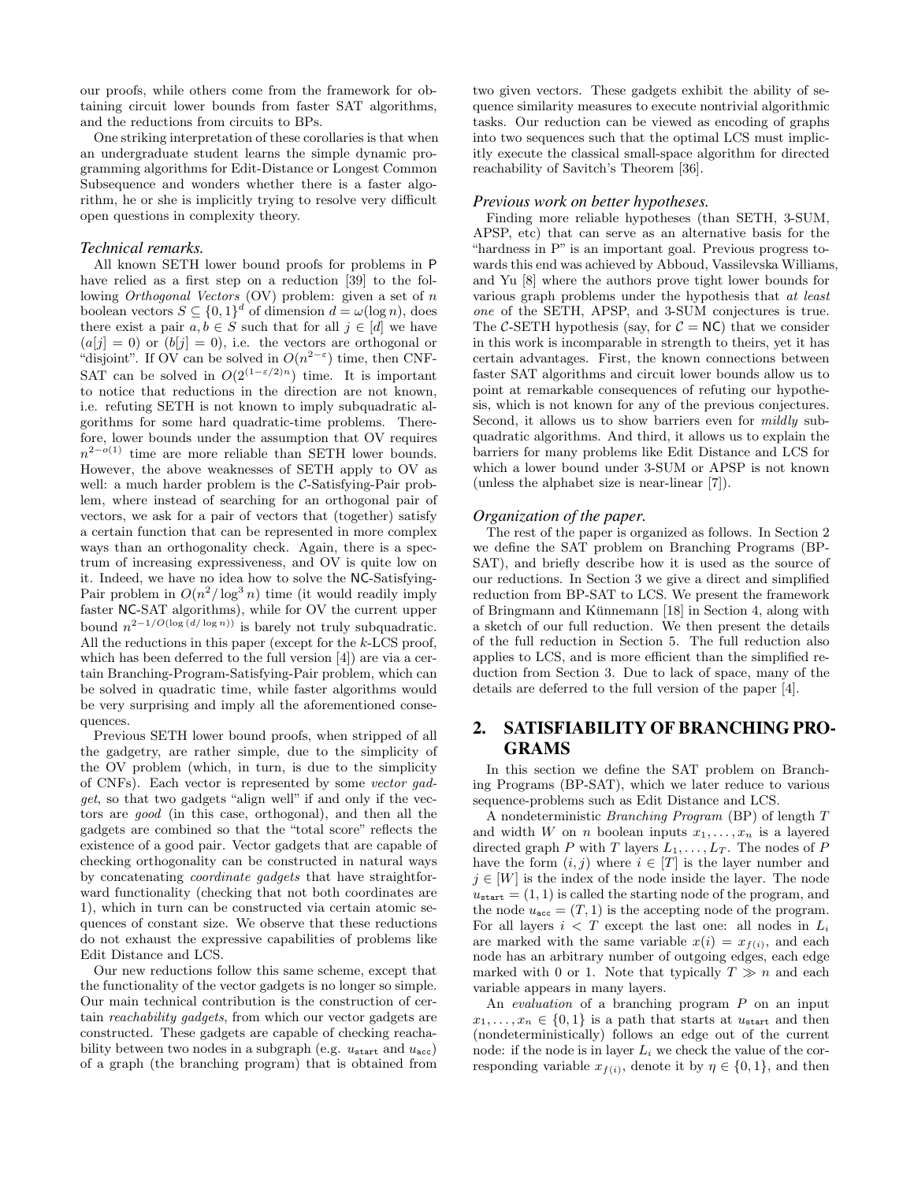our proofs, while others come from the framework for obtaining circuit lower bounds from faster SAT algorithms, and the reductions from circuits to BPs.

One striking interpretation of these corollaries is that when an undergraduate student learns the simple dynamic programming algorithms for Edit-Distance or Longest Common Subsequence and wonders whether there is a faster algorithm, he or she is implicitly trying to resolve very difficult open questions in complexity theory.

### *Technical remarks.*

All known SETH lower bound proofs for problems in P have relied as a first step on a reduction [39] to the following *Orthogonal Vectors* (OV) problem: given a set of $n$ boolean vectors $S \subseteq \{0,1\}^d$ of dimension $d = \omega(\log n)$, does there exist a pair $a, b \in S$ such that for all $j \in [d]$ we have $(a[j] = 0)$ or $(b[j] = 0)$, i.e. the vectors are orthogonal or "disjoint". If OV can be solved in $O(n^{2-\varepsilon})$ time, then CNF-SAT can be solved in $O(2^{(1-\varepsilon/2)n})$ time. It is important to notice that reductions in the direction are not known, i.e. refuting SETH is not known to imply subquadratic algorithms for some hard quadratic-time problems. Therefore, lower bounds under the assumption that OV requires $n^{2-o(1)}$ time are more reliable than SETH lower bounds. However, the above weaknesses of SETH apply to OV as well: a much harder problem is the $\mathcal{C}$-Satisfying-Pair problem, where instead of searching for an orthogonal pair of vectors, we ask for a pair of vectors that (together) satisfy a certain function that can be represented in more complex ways than an orthogonality check. Again, there is a spectrum of increasing expressiveness, and OV is quite low on it. Indeed, we have no idea how to solve the NC-Satisfying-Pair problem in $O(n^2/\log^3 n)$ time (it would readily imply faster NC-SAT algorithms), while for OV the current upper bound $n^{2-1/O(\log(d/\log n))}$ is barely not truly subquadratic. All the reductions in this paper (except for the $k$-LCS proof, which has been deferred to the full version [4]) are via a certain Branching-Program-Satisfying-Pair problem, which can be solved in quadratic time, while faster algorithms would be very surprising and imply all the aforementioned consequences.

Previous SETH lower bound proofs, when stripped of all the gadgetry, are rather simple, due to the simplicity of the OV problem (which, in turn, is due to the simplicity of CNFs). Each vector is represented by some *vector gadget*, so that two gadgets "align well" if and only if the vectors are *good* (in this case, orthogonal), and then all the gadgets are combined so that the "total score" reflects the existence of a good pair. Vector gadgets that are capable of checking orthogonality can be constructed in natural ways by concatenating *coordinate gadgets* that have straightforward functionality (checking that not both coordinates are 1), which in turn can be constructed via certain atomic sequences of constant size. We observe that these reductions do not exhaust the expressive capabilities of problems like Edit Distance and LCS.

Our new reductions follow this same scheme, except that the functionality of the vector gadgets is no longer so simple. Our main technical contribution is the construction of certain *reachability gadgets*, from which our vector gadgets are constructed. These gadgets are capable of checking reachability between two nodes in a subgraph (e.g. $u_{\mathtt{start}}$ and $u_{\mathtt{acc}}$) of a graph (the branching program) that is obtained from two given vectors. These gadgets exhibit the ability of sequence similarity measures to execute nontrivial algorithmic tasks. Our reduction can be viewed as encoding of graphs into two sequences such that the optimal LCS must implicitly execute the classical small-space algorithm for directed reachability of Savitch's Theorem [36].

### *Previous work on better hypotheses.*

Finding more reliable hypotheses (than SETH, 3-SUM, APSP, etc) that can serve as an alternative basis for the "hardness in P" is an important goal. Previous progress towards this end was achieved by Abboud, Vassilevska Williams, and Yu [8] where the authors prove tight lower bounds for various graph problems under the hypothesis that *at least one* of the SETH, APSP, and 3-SUM conjectures is true. The $\mathcal{C}$-SETH hypothesis (say, for $\mathcal{C} = $ NC) that we consider in this work is incomparable in strength to theirs, yet it has certain advantages. First, the known connections between faster SAT algorithms and circuit lower bounds allow us to point at remarkable consequences of refuting our hypothesis, which is not known for any of the previous conjectures. Second, it allows us to show barriers even for *mildly* subquadratic algorithms. And third, it allows us to explain the barriers for many problems like Edit Distance and LCS for which a lower bound under 3-SUM or APSP is not known (unless the alphabet size is near-linear [7]).

### *Organization of the paper.*

The rest of the paper is organized as follows. In Section 2 we define the SAT problem on Branching Programs (BP-SAT), and briefly describe how it is used as the source of our reductions. In Section 3 we give a direct and simplified reduction from BP-SAT to LCS. We present the framework of Bringmann and Künnemann [18] in Section 4, along with a sketch of our full reduction. We then present the details of the full reduction in Section 5. The full reduction also applies to LCS, and is more efficient than the simplified reduction from Section 3. Due to lack of space, many of the details are deferred to the full version of the paper [4].

## 2. SATISFIABILITY OF BRANCHING PROGRAMS

In this section we define the SAT problem on Branching Programs (BP-SAT), which we later reduce to various sequence-problems such as Edit Distance and LCS.

A nondeterministic *Branching Program* (BP) of length $T$ and width $W$ on $n$ boolean inputs $x_1, \ldots, x_n$ is a layered directed graph $P$ with $T$ layers $L_1, \ldots, L_T$. The nodes of $P$ have the form $(i, j)$ where $i \in [T]$ is the layer number and $j \in [W]$ is the index of the node inside the layer. The node $u_{\mathtt{start}} = (1, 1)$ is called the starting node of the program, and the node $u_{\mathtt{acc}} = (T, 1)$ is the accepting node of the program. For all layers $i < T$ except the last one: all nodes in $L_i$ are marked with the same variable $x(i) = x_{f(i)}$, and each node has an arbitrary number of outgoing edges, each edge marked with 0 or 1. Note that typically $T \gg n$ and each variable appears in many layers.

An *evaluation* of a branching program $P$ on an input $x_1, \ldots, x_n \in \{0,1\}$ is a path that starts at $u_{\mathtt{start}}$ and then (nondeterministically) follows an edge out of the current node: if the node is in layer $L_i$ we check the value of the corresponding variable $x_{f(i)}$, denote it by $\eta \in \{0,1\}$, and then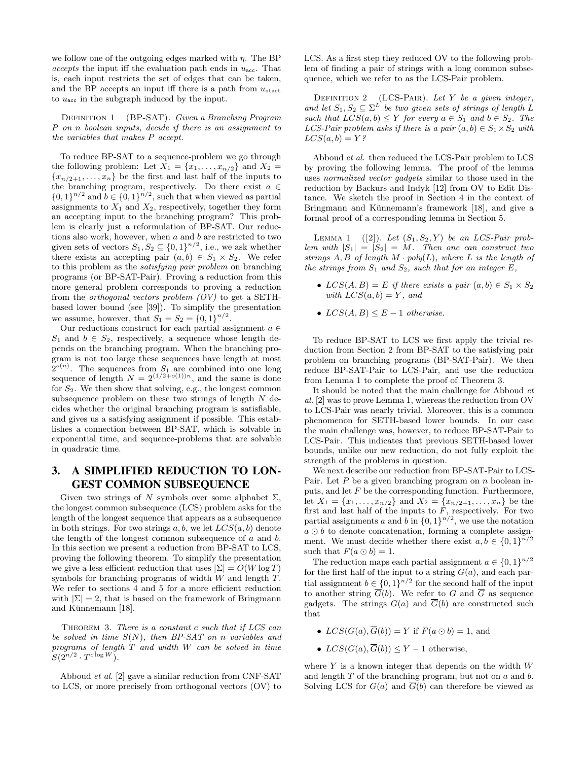we follow one of the outgoing edges marked with $\eta$. The BP *accepts* the input iff the evaluation path ends in $u_{\mathsf{acc}}$. That is, each input restricts the set of edges that can be taken, and the BP accepts an input iff there is a path from $u_{\mathsf{start}}$ to $u_{\mathsf{acc}}$ in the subgraph induced by the input.

Definition 1 (BP-SAT). *Given a Branching Program $P$ on $n$ boolean inputs, decide if there is an assignment to the variables that makes $P$ accept.*

To reduce BP-SAT to a sequence-problem we go through the following problem: Let $X_1 = \{x_1, \ldots, x_{n/2}\}$ and $X_2 = \{x_{n/2+1}, \ldots, x_n\}$ be the first and last half of the inputs to the branching program, respectively. Do there exist $a \in \{0,1\}^{n/2}$ and $b \in \{0,1\}^{n/2}$, such that when viewed as partial assignments to $X_1$ and $X_2$, respectively, together they form an accepting input to the branching program? This problem is clearly just a reformulation of BP-SAT. Our reductions also work, however, when $a$ and $b$ are restricted to two given sets of vectors $S_1, S_2 \subseteq \{0,1\}^{n/2}$, i.e., we ask whether there exists an accepting pair $(a,b) \in S_1 \times S_2$. We refer to this problem as the *satisfying pair problem* on branching programs (or BP-SAT-Pair). Proving a reduction from this more general problem corresponds to proving a reduction from the *orthogonal vectors problem (OV)* to get a SETH-based lower bound (see [39]). To simplify the presentation we assume, however, that $S_1 = S_2 = \{0,1\}^{n/2}$.

Our reductions construct for each partial assignment $a \in S_1$ and $b \in S_2$, respectively, a sequence whose length depends on the branching program. When the branching program is not too large these sequences have length at most $2^{o(n)}$. The sequences from $S_1$ are combined into one long sequence of length $N = 2^{(1/2+o(1))n}$, and the same is done for $S_2$. We then show that solving, e.g., the longest common subsequence problem on these two strings of length $N$ decides whether the original branching program is satisfiable, and gives us a satisfying assignment if possible. This establishes a connection between BP-SAT, which is solvable in exponential time, and sequence-problems that are solvable in quadratic time.

## 3. A SIMPLIFIED REDUCTION TO LONGEST COMMON SUBSEQUENCE

Given two strings of $N$ symbols over some alphabet $\Sigma$, the longest common subsequence (LCS) problem asks for the length of the longest sequence that appears as a subsequence in both strings. For two strings $a, b$, we let $LCS(a,b)$ denote the length of the longest common subsequence of $a$ and $b$. In this section we present a reduction from BP-SAT to LCS, proving the following theorem. To simplify the presentation we give a less efficient reduction that uses $|\Sigma| = O(W \log T)$ symbols for branching programs of width $W$ and length $T$. We refer to sections 4 and 5 for a more efficient reduction with $|\Sigma| = 2$, that is based on the framework of Bringmann and Künnemann [18].

Theorem 3. *There is a constant $c$ such that if LCS can be solved in time $S(N)$, then BP-SAT on $n$ variables and programs of length $T$ and width $W$ can be solved in time $S(2^{n/2} \cdot T^{c \log W})$.*

Abboud *et al.* [2] gave a similar reduction from CNF-SAT to LCS, or more precisely from orthogonal vectors (OV) to LCS. As a first step they reduced OV to the following problem of finding a pair of strings with a long common subsequence, which we refer to as the LCS-Pair problem.

Definition 2 (LCS-Pair). *Let $Y$ be a given integer, and let $S_1, S_2 \subseteq \Sigma^L$ be two given sets of strings of length $L$ such that $LCS(a,b) \leq Y$ for every $a \in S_1$ and $b \in S_2$. The LCS-Pair problem asks if there is a pair $(a,b) \in S_1 \times S_2$ with $LCS(a,b) = Y$?*

Abboud *et al.* then reduced the LCS-Pair problem to LCS by proving the following lemma. The proof of the lemma uses *normalized vector gadgets* similar to those used in the reduction by Backurs and Indyk [12] from OV to Edit Distance. We sketch the proof in Section 4 in the context of Bringmann and Künnemann's framework [18], and give a formal proof of a corresponding lemma in Section 5.

Lemma 1 ([2]). *Let $(S_1, S_2, Y)$ be an LCS-Pair problem with $|S_1| = |S_2| = M$. Then one can construct two strings $A, B$ of length $M \cdot poly(L)$, where $L$ is the length of the strings from $S_1$ and $S_2$, such that for an integer $E$,*

- *$LCS(A,B) = E$ if there exists a pair $(a,b) \in S_1 \times S_2$ with $LCS(a,b) = Y$, and*
- *$LCS(A,B) \leq E - 1$ otherwise.*

To reduce BP-SAT to LCS we first apply the trivial reduction from Section 2 from BP-SAT to the satisfying pair problem on branching programs (BP-SAT-Pair). We then reduce BP-SAT-Pair to LCS-Pair, and use the reduction from Lemma 1 to complete the proof of Theorem 3.

It should be noted that the main challenge for Abboud *et al.* [2] was to prove Lemma 1, whereas the reduction from OV to LCS-Pair was nearly trivial. Moreover, this is a common phenomenon for SETH-based lower bounds. In our case the main challenge was, however, to reduce BP-SAT-Pair to LCS-Pair. This indicates that previous SETH-based lower bounds, unlike our new reduction, do not fully exploit the strength of the problems in question.

We next describe our reduction from BP-SAT-Pair to LCS-Pair. Let $P$ be a given branching program on $n$ boolean inputs, and let $F$ be the corresponding function. Furthermore, let $X_1 = \{x_1, \ldots, x_{n/2}\}$ and $X_2 = \{x_{n/2+1}, \ldots, x_n\}$ be the first and last half of the inputs to $F$, respectively. For two partial assignments $a$ and $b$ in $\{0,1\}^{n/2}$, we use the notation $a \odot b$ to denote concatenation, forming a complete assignment. We must decide whether there exist $a, b \in \{0,1\}^{n/2}$ such that $F(a \odot b) = 1$.

The reduction maps each partial assignment $a \in \{0,1\}^{n/2}$ for the first half of the input to a string $G(a)$, and each partial assignment $b \in \{0,1\}^{n/2}$ for the second half of the input to another string $\overline{G}(b)$. We refer to $G$ and $\overline{G}$ as sequence gadgets. The strings $G(a)$ and $\overline{G}(b)$ are constructed such that

- $LCS(G(a), \overline{G}(b)) = Y$ if $F(a \odot b) = 1$, and
- $LCS(G(a), \overline{G}(b)) \leq Y - 1$ otherwise,

where $Y$ is a known integer that depends on the width $W$ and length $T$ of the branching program, but not on $a$ and $b$. Solving LCS for $G(a)$ and $\overline{G}(b)$ can therefore be viewed as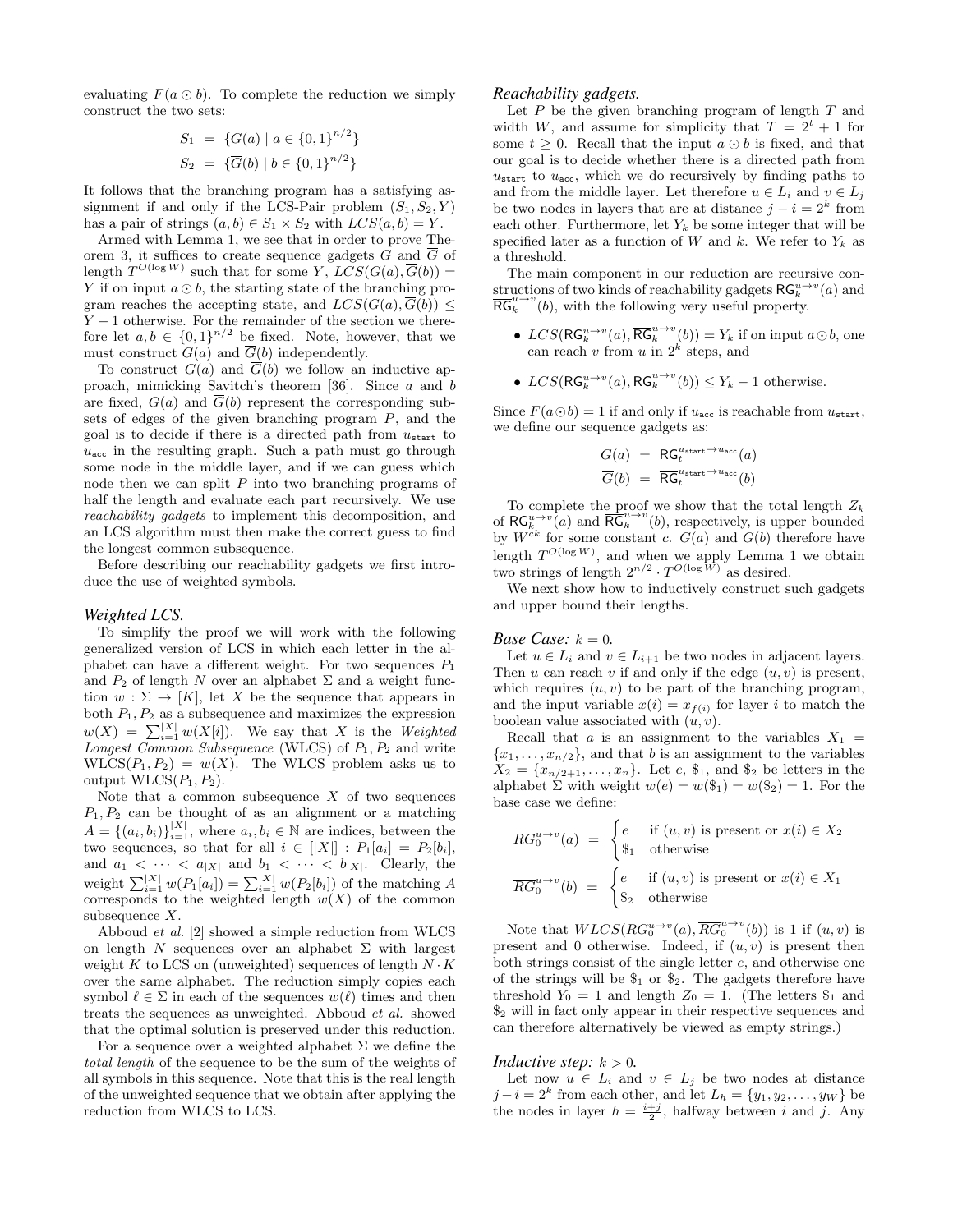evaluating $F(a \odot b)$. To complete the reduction we simply construct the two sets:

$$S_1 = \{G(a) \mid a \in \{0,1\}^{n/2}\}$$
$$S_2 = \{\overline{G}(b) \mid b \in \{0,1\}^{n/2}\}$$

It follows that the branching program has a satisfying assignment if and only if the LCS-Pair problem $(S_1, S_2, Y)$ has a pair of strings $(a, b) \in S_1 \times S_2$ with $LCS(a, b) = Y$.

Armed with Lemma 1, we see that in order to prove Theorem 3, it suffices to create sequence gadgets $G$ and $\overline{G}$ of length $T^{O(\log W)}$ such that for some $Y$, $LCS(G(a), \overline{G}(b)) = Y$ if on input $a \odot b$, the starting state of the branching program reaches the accepting state, and $LCS(G(a), \overline{G}(b)) \leq Y - 1$ otherwise. For the remainder of the section we therefore let $a, b \in \{0,1\}^{n/2}$ be fixed. Note, however, that we must construct $G(a)$ and $\overline{G}(b)$ independently.

To construct $G(a)$ and $\overline{G}(b)$ we follow an inductive approach, mimicking Savitch's theorem [36]. Since $a$ and $b$ are fixed, $G(a)$ and $\overline{G}(b)$ represent the corresponding subsets of edges of the given branching program $P$, and the goal is to decide if there is a directed path from $u_{\mathsf{start}}$ to $u_{\mathsf{acc}}$ in the resulting graph. Such a path must go through some node in the middle layer, and if we can guess which node then we can split $P$ into two branching programs of half the length and evaluate each part recursively. We use *reachability gadgets* to implement this decomposition, and an LCS algorithm must then make the correct guess to find the longest common subsequence.

Before describing our reachability gadgets we first introduce the use of weighted symbols.

### *Weighted LCS.*

To simplify the proof we will work with the following generalized version of LCS in which each letter in the alphabet can have a different weight. For two sequences $P_1$ and $P_2$ of length $N$ over an alphabet $\Sigma$ and a weight function $w : \Sigma \to [K]$, let $X$ be the sequence that appears in both $P_1, P_2$ as a subsequence and maximizes the expression $w(X) = \sum_{i=1}^{|X|} w(X[i])$. We say that $X$ is the *Weighted Longest Common Subsequence* (WLCS) of $P_1, P_2$ and write $\text{WLCS}(P_1, P_2) = w(X)$. The WLCS problem asks us to output $\text{WLCS}(P_1, P_2)$.

Note that a common subsequence $X$ of two sequences $P_1, P_2$ can be thought of as an alignment or a matching $A = \{(a_i, b_i)\}_{i=1}^{|X|}$, where $a_i, b_i \in \mathbb{N}$ are indices, between the two sequences, so that for all $i \in [|X|] : P_1[a_i] = P_2[b_i]$, and $a_1 < \cdots < a_{|X|}$ and $b_1 < \cdots < b_{|X|}$. Clearly, the weight $\sum_{i=1}^{|X|} w(P_1[a_i]) = \sum_{i=1}^{|X|} w(P_2[b_i])$ of the matching $A$ corresponds to the weighted length $w(X)$ of the common subsequence $X$.

Abboud *et al.* [2] showed a simple reduction from WLCS on length $N$ sequences over an alphabet $\Sigma$ with largest weight $K$ to LCS on (unweighted) sequences of length $N \cdot K$ over the same alphabet. The reduction simply copies each symbol $\ell \in \Sigma$ in each of the sequences $w(\ell)$ times and then treats the sequences as unweighted. Abboud *et al.* showed that the optimal solution is preserved under this reduction.

For a sequence over a weighted alphabet $\Sigma$ we define the *total length* of the sequence to be the sum of the weights of all symbols in this sequence. Note that this is the real length of the unweighted sequence that we obtain after applying the reduction from WLCS to LCS.

### *Reachability gadgets.*

Let $P$ be the given branching program of length $T$ and width $W$, and assume for simplicity that $T = 2^t + 1$ for some $t \geq 0$. Recall that the input $a \odot b$ is fixed, and that our goal is to decide whether there is a directed path from $u_{\mathsf{start}}$ to $u_{\mathsf{acc}}$, which we do recursively by finding paths to and from the middle layer. Let therefore $u \in L_i$ and $v \in L_j$ be two nodes in layers that are at distance $j - i = 2^k$ from each other. Furthermore, let $Y_k$ be some integer that will be specified later as a function of $W$ and $k$. We refer to $Y_k$ as a threshold.

The main component in our reduction are recursive constructions of two kinds of reachability gadgets $\mathsf{RG}_k^{u \to v}(a)$ and $\overline{\mathsf{RG}}_k^{u \to v}(b)$, with the following very useful property.

- $LCS(\mathsf{RG}_k^{u \to v}(a), \overline{\mathsf{RG}}_k^{u \to v}(b)) = Y_k$ if on input $a \odot b$, one can reach $v$ from $u$ in $2^k$ steps, and
- $LCS(\mathsf{RG}_k^{u \to v}(a), \overline{\mathsf{RG}}_k^{u \to v}(b)) \leq Y_k - 1$ otherwise.

Since $F(a \odot b) = 1$ if and only if $u_{\mathsf{acc}}$ is reachable from $u_{\mathsf{start}}$, we define our sequence gadgets as:

$$G(a) = \mathsf{RG}_t^{u_{\mathsf{start}} \to u_{\mathsf{acc}}}(a)$$
$$\overline{G}(b) = \overline{\mathsf{RG}}_t^{u_{\mathsf{start}} \to u_{\mathsf{acc}}}(b)$$

To complete the proof we show that the total length $Z_k$ of $\mathsf{RG}_k^{u \to v}(a)$ and $\overline{\mathsf{RG}}_k^{u \to v}(b)$, respectively, is upper bounded by $W^{ck}$ for some constant $c$. $G(a)$ and $\overline{G}(b)$ therefore have length $T^{O(\log W)}$, and when we apply Lemma 1 we obtain two strings of length $2^{n/2} \cdot T^{O(\log W)}$ as desired.

We next show how to inductively construct such gadgets and upper bound their lengths.

### *Base Case:* $k = 0$.

Let $u \in L_i$ and $v \in L_{i+1}$ be two nodes in adjacent layers. Then $u$ can reach $v$ if and only if the edge $(u, v)$ is present, which requires $(u, v)$ to be part of the branching program, and the input variable $x(i) = x_{f(i)}$ for layer $i$ to match the boolean value associated with $(u, v)$.

Recall that $a$ is an assignment to the variables $X_1 = \{x_1, \ldots, x_{n/2}\}$, and that $b$ is an assignment to the variables $X_2 = \{x_{n/2+1}, \ldots, x_n\}$. Let $e$, $\$_1$, and $\$_2$ be letters in the alphabet $\Sigma$ with weight $w(e) = w(\$_1) = w(\$_2) = 1$. For the base case we define:

$$RG_0^{u \to v}(a) = \begin{cases} e & \text{if } (u, v) \text{ is present or } x(i) \in X_2 \\ \$_1 & \text{otherwise} \end{cases}$$

$$\overline{RG}_0^{u \to v}(b) = \begin{cases} e & \text{if } (u, v) \text{ is present or } x(i) \in X_1 \\ \$_2 & \text{otherwise} \end{cases}$$

Note that $WLCS(RG_0^{u \to v}(a), \overline{RG}_0^{u \to v}(b))$ is 1 if $(u, v)$ is present and 0 otherwise. Indeed, if $(u, v)$ is present then both strings consist of the single letter $e$, and otherwise one of the strings will be $\$_1$ or $\$_2$. The gadgets therefore have threshold $Y_0 = 1$ and length $Z_0 = 1$. (The letters $\$_1$ and $\$_2$ will in fact only appear in their respective sequences and can therefore alternatively be viewed as empty strings.)

### *Inductive step:* $k > 0$.

Let now $u \in L_i$ and $v \in L_j$ be two nodes at distance $j - i = 2^k$ from each other, and let $L_h = \{y_1, y_2, \ldots, y_W\}$ be the nodes in layer $h = \frac{i+j}{2}$, halfway between $i$ and $j$. Any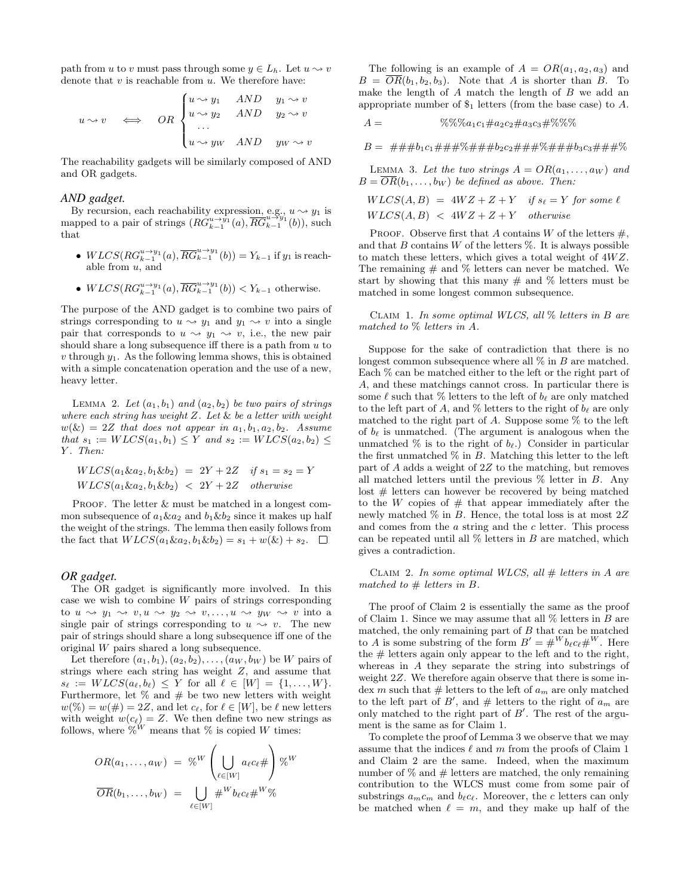path from $u$ to $v$ must pass through some $y \in L_h$. Let $u \rightsquigarrow v$ denote that $v$ is reachable from $u$. We therefore have:

$$u \rightsquigarrow v \quad \Longleftrightarrow \quad OR \begin{cases} u \rightsquigarrow y_1 & AND \quad y_1 \rightsquigarrow v \\ u \rightsquigarrow y_2 & AND \quad y_2 \rightsquigarrow v \\ \dots & \\ u \rightsquigarrow y_W & AND \quad y_W \rightsquigarrow v \end{cases}$$

The reachability gadgets will be similarly composed of AND and OR gadgets.

### AND gadget.

By recursion, each reachability expression, e.g., $u \rightsquigarrow y_1$ is mapped to a pair of strings $(RG_{k-1}^{u\rightarrow y_1}(a), \overline{RG}_{k-1}^{u\rightarrow y_1}(b))$, such that

- $WLCS(RG_{k-1}^{u\rightarrow y_1}(a), \overline{RG}_{k-1}^{u\rightarrow y_1}(b)) = Y_{k-1}$ if $y_1$ is reachable from $u$, and
- $WLCS(RG_{k-1}^{u\rightarrow y_1}(a), \overline{RG}_{k-1}^{u\rightarrow y_1}(b)) < Y_{k-1}$ otherwise.

The purpose of the AND gadget is to combine two pairs of strings corresponding to $u \rightsquigarrow y_1$ and $y_1 \rightsquigarrow v$ into a single pair that corresponds to $u \rightsquigarrow y_1 \rightsquigarrow v$, i.e., the new pair should share a long subsequence iff there is a path from $u$ to $v$ through $y_1$. As the following lemma shows, this is obtained with a simple concatenation operation and the use of a new, heavy letter.

Lemma 2. *Let $(a_1, b_1)$ and $(a_2, b_2)$ be two pairs of strings where each string has weight $Z$. Let & be a letter with weight $w(\&) = 2Z$ that does not appear in $a_1, b_1, a_2, b_2$. Assume that $s_1 := WLCS(a_1, b_1) \leq Y$ and $s_2 := WLCS(a_2, b_2) \leq Y$. Then:*

$$WLCS(a_1\&a_2, b_1\&b_2) \;=\; 2Y + 2Z \quad \textit{if } s_1 = s_2 = Y$$
$$WLCS(a_1\&a_2, b_1\&b_2) \;<\; 2Y + 2Z \quad \textit{otherwise}$$

Proof. The letter & must be matched in a longest common subsequence of $a_1\&a_2$ and $b_1\&b_2$ since it makes up half the weight of the strings. The lemma then easily follows from the fact that $WLCS(a_1\&a_2, b_1\&b_2) = s_1 + w(\&) + s_2$. $\square$

### OR gadget.

The OR gadget is significantly more involved. In this case we wish to combine $W$ pairs of strings corresponding to $u \rightsquigarrow y_1 \rightsquigarrow v, u \rightsquigarrow y_2 \rightsquigarrow v, \dots, u \rightsquigarrow y_W \rightsquigarrow v$ into a single pair of strings corresponding to $u \rightsquigarrow v$. The new pair of strings should share a long subsequence iff one of the original $W$ pairs shared a long subsequence.

Let therefore $(a_1, b_1), (a_2, b_2), \dots, (a_W, b_W)$ be $W$ pairs of strings where each string has weight $Z$, and assume that $s_\ell := WLCS(a_\ell, b_\ell) \leq Y$ for all $\ell \in [W] = \{1, \dots, W\}$. Furthermore, let % and # be two new letters with weight $w(\%) = w(\#) = 2Z$, and let $c_\ell$, for $\ell \in [W]$, be $\ell$ new letters with weight $w(c_\ell) = Z$. We then define two new strings as follows, where $\%^W$ means that % is copied $W$ times:

$$OR(a_1, \dots, a_W) \;=\; \%^W \left( \bigcup_{\ell \in [W]} a_\ell c_\ell \# \right) \%^W$$
$$\overline{OR}(b_1, \dots, b_W) \;=\; \bigcup_{\ell \in [W]} \#^W b_\ell c_\ell \#^W \%$$

The following is an example of $A = OR(a_1, a_2, a_3)$ and $B = \overline{OR}(b_1, b_2, b_3)$. Note that $A$ is shorter than $B$. To make the length of $A$ match the length of $B$ we add an appropriate number of $\$_1$ letters (from the base case) to $A$.

$$A = \qquad \%\%\%a_1c_1\#a_2c_2\#a_3c_3\#\%\%\%$$

$$B = \;\#\#\#b_1c_1\#\#\#\%\#\#\#b_2c_2\#\#\#\%\#\#\#b_3c_3\#\#\#\%$$

Lemma 3. *Let the two strings $A = OR(a_1, \dots, a_W)$ and $B = \overline{OR}(b_1, \dots, b_W)$ be defined as above. Then:*

$$WLCS(A, B) \;=\; 4WZ + Z + Y \quad \textit{if } s_\ell = Y \textit{ for some } \ell$$
$$WLCS(A, B) \;<\; 4WZ + Z + Y \quad \textit{otherwise}$$

Proof. Observe first that $A$ contains $W$ of the letters #, and that $B$ contains $W$ of the letters %. It is always possible to match these letters, which gives a total weight of $4WZ$. The remaining # and % letters can never be matched. We start by showing that this many # and % letters must be matched in some longest common subsequence.

Claim 1. *In some optimal WLCS, all % letters in $B$ are matched to % letters in $A$.*

Suppose for the sake of contradiction that there is no longest common subsequence where all % in $B$ are matched. Each % can be matched either to the left or the right part of $A$, and these matchings cannot cross. In particular there is some $\ell$ such that % letters to the left of $b_\ell$ are only matched to the left part of $A$, and % letters to the right of $b_\ell$ are only matched to the right part of $A$. Suppose some % to the left of $b_\ell$ is unmatched. (The argument is analogous when the unmatched % is to the right of $b_\ell$.) Consider in particular the first unmatched % in $B$. Matching this letter to the left part of $A$ adds a weight of $2Z$ to the matching, but removes all matched letters until the previous % letter in $B$. Any lost # letters can however be recovered by being matched to the $W$ copies of # that appear immediately after the newly matched % in $B$. Hence, the total loss is at most $2Z$ and comes from the $a$ string and the $c$ letter. This process can be repeated until all % letters in $B$ are matched, which gives a contradiction.

Claim 2. *In some optimal WLCS, all # letters in $A$ are matched to # letters in $B$.*

The proof of Claim 2 is essentially the same as the proof of Claim 1. Since we may assume that all % letters in $B$ are matched, the only remaining part of $B$ that can be matched to $A$ is some substring of the form $B' = \#^W b_\ell c_\ell \#^W$. Here the # letters again only appear to the left and to the right, whereas in $A$ they separate the string into substrings of weight $2Z$. We therefore again observe that there is some index $m$ such that # letters to the left of $a_m$ are only matched to the left part of $B'$, and # letters to the right of $a_m$ are only matched to the right part of $B'$. The rest of the argument is the same as for Claim 1.

To complete the proof of Lemma 3 we observe that we may assume that the indices $\ell$ and $m$ from the proofs of Claim 1 and Claim 2 are the same. Indeed, when the maximum number of % and # letters are matched, the only remaining contribution to the WLCS must come from some pair of substrings $a_m c_m$ and $b_\ell c_\ell$. Moreover, the $c$ letters can only be matched when $\ell = m$, and they make up half of the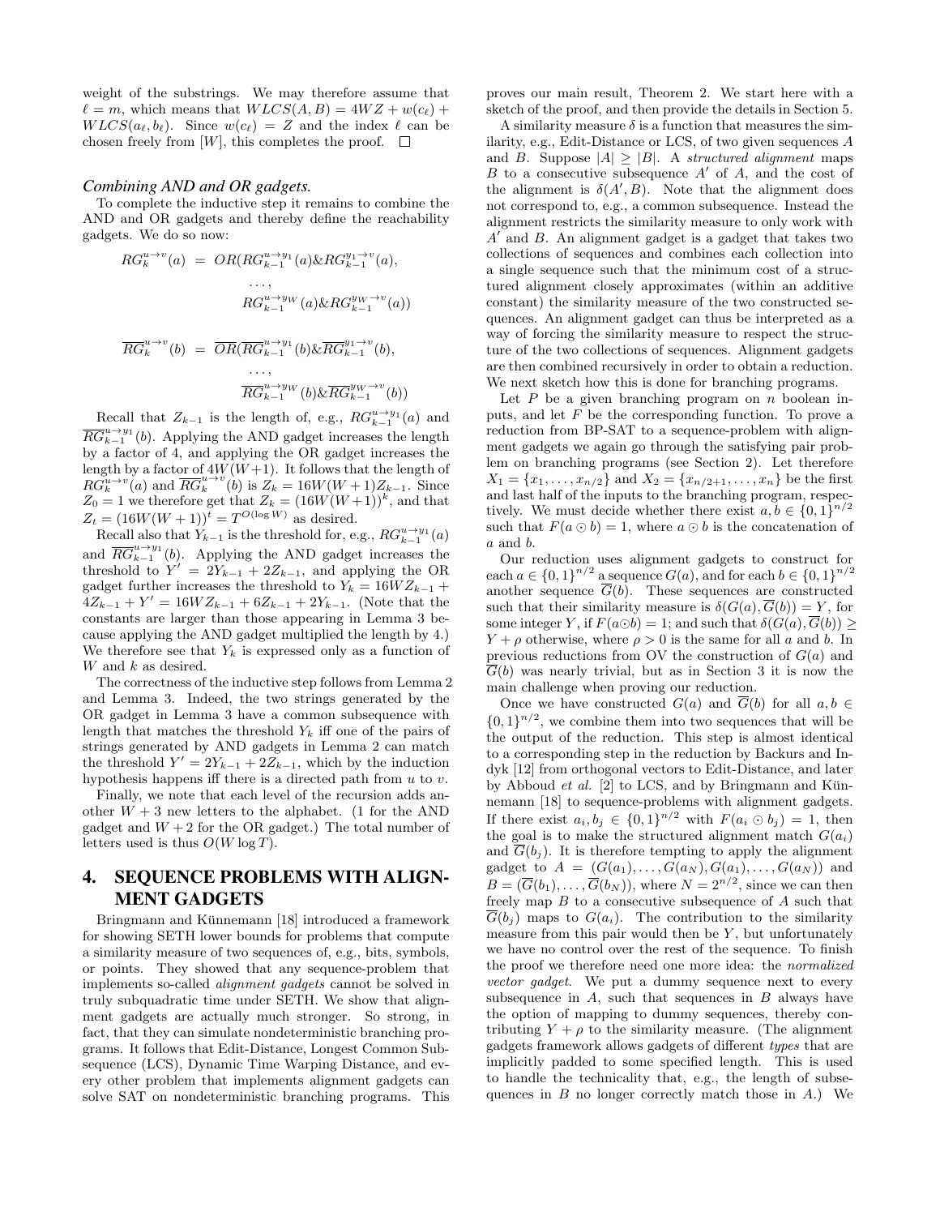weight of the substrings. We may therefore assume that $\ell = m$, which means that $WLCS(A, B) = 4WZ + w(c_\ell) + WLCS(a_\ell, b_\ell)$. Since $w(c_\ell) = Z$ and the index $\ell$ can be chosen freely from $[W]$, this completes the proof. □

### *Combining AND and OR gadgets.*

To complete the inductive step it remains to combine the AND and OR gadgets and thereby define the reachability gadgets. We do so now:

$$
\begin{aligned}
RG_k^{u\to v}(a) &= OR(RG_{k-1}^{u\to y_1}(a)\&RG_{k-1}^{y_1\to v}(a),\\
&\qquad \dots,\\
&\qquad RG_{k-1}^{u\to y_W}(a)\&RG_{k-1}^{y_W\to v}(a))
\end{aligned}
$$

$$
\begin{aligned}
\overline{RG}_k^{u\to v}(b) &= \overline{OR}(\overline{RG}_{k-1}^{u\to y_1}(b)\&\overline{RG}_{k-1}^{y_1\to v}(b),\\
&\qquad \dots,\\
&\qquad \overline{RG}_{k-1}^{u\to y_W}(b)\&\overline{RG}_{k-1}^{y_W\to v}(b))
\end{aligned}
$$

Recall that $Z_{k-1}$ is the length of, e.g., $RG_{k-1}^{u\to y_1}(a)$ and $\overline{RG}_{k-1}^{u\to y_1}(b)$. Applying the AND gadget increases the length by a factor of 4, and applying the OR gadget increases the length by a factor of $4W(W+1)$. It follows that the length of $RG_k^{u\to v}(a)$ and $\overline{RG}_k^{u\to v}(b)$ is $Z_k = 16W(W+1)Z_{k-1}$. Since $Z_0 = 1$ we therefore get that $Z_k = (16W(W+1))^k$, and that $Z_t = (16W(W+1))^t = T^{O(\log W)}$ as desired.

Recall also that $Y_{k-1}$ is the threshold for, e.g., $RG_{k-1}^{u\to y_1}(a)$ and $\overline{RG}_{k-1}^{u\to y_1}(b)$. Applying the AND gadget increases the threshold to $Y' = 2Y_{k-1} + 2Z_{k-1}$, and applying the OR gadget further increases the threshold to $Y_k = 16WZ_{k-1} + 4Z_{k-1} + Y' = 16WZ_{k-1} + 6Z_{k-1} + 2Y_{k-1}$. (Note that the constants are larger than those appearing in Lemma 3 because applying the AND gadget multiplied the length by 4.) We therefore see that $Y_k$ is expressed only as a function of $W$ and $k$ as desired.

The correctness of the inductive step follows from Lemma 2 and Lemma 3. Indeed, the two strings generated by the OR gadget in Lemma 3 have a common subsequence with length that matches the threshold $Y_k$ iff one of the pairs of strings generated by AND gadgets in Lemma 2 can match the threshold $Y' = 2Y_{k-1} + 2Z_{k-1}$, which by the induction hypothesis happens iff there is a directed path from $u$ to $v$.

Finally, we note that each level of the recursion adds another $W + 3$ new letters to the alphabet. (1 for the AND gadget and $W + 2$ for the OR gadget.) The total number of letters used is thus $O(W \log T)$.

## 4. SEQUENCE PROBLEMS WITH ALIGNMENT GADGETS

Bringmann and Künnemann [18] introduced a framework for showing SETH lower bounds for problems that compute a similarity measure of two sequences of, e.g., bits, symbols, or points. They showed that any sequence-problem that implements so-called *alignment gadgets* cannot be solved in truly subquadratic time under SETH. We show that alignment gadgets are actually much stronger. So strong, in fact, that they can simulate nondeterministic branching programs. It follows that Edit-Distance, Longest Common Subsequence (LCS), Dynamic Time Warping Distance, and every other problem that implements alignment gadgets can solve SAT on nondeterministic branching programs. This proves our main result, Theorem 2. We start here with a sketch of the proof, and then provide the details in Section 5.

A similarity measure $\delta$ is a function that measures the similarity, e.g., Edit-Distance or LCS, of two given sequences $A$ and $B$. Suppose $|A| \ge |B|$. A *structured alignment* maps $B$ to a consecutive subsequence $A'$ of $A$, and the cost of the alignment is $\delta(A', B)$. Note that the alignment does not correspond to, e.g., a common subsequence. Instead the alignment restricts the similarity measure to only work with $A'$ and $B$. An alignment gadget is a gadget that takes two collections of sequences and combines each collection into a single sequence such that the minimum cost of a structured alignment closely approximates (within an additive constant) the similarity measure of the two constructed sequences. An alignment gadget can thus be interpreted as a way of forcing the similarity measure to respect the structure of the two collections of sequences. Alignment gadgets are then combined recursively in order to obtain a reduction. We next sketch how this is done for branching programs.

Let $P$ be a given branching program on $n$ boolean inputs, and let $F$ be the corresponding function. To prove a reduction from BP-SAT to a sequence-problem with alignment gadgets we again go through the satisfying pair problem on branching programs (see Section 2). Let therefore $X_1 = \{x_1, \dots, x_{n/2}\}$ and $X_2 = \{x_{n/2+1}, \dots, x_n\}$ be the first and last half of the inputs to the branching program, respectively. We must decide whether there exist $a, b \in \{0,1\}^{n/2}$ such that $F(a \odot b) = 1$, where $a \odot b$ is the concatenation of $a$ and $b$.

Our reduction uses alignment gadgets to construct for each $a \in \{0,1\}^{n/2}$ a sequence $G(a)$, and for each $b \in \{0,1\}^{n/2}$ another sequence $\overline{G}(b)$. These sequences are constructed such that their similarity measure is $\delta(G(a), \overline{G}(b)) = Y$, for some integer $Y$, if $F(a \odot b) = 1$; and such that $\delta(G(a), \overline{G}(b)) \ge Y + \rho$ otherwise, where $\rho > 0$ is the same for all $a$ and $b$. In previous reductions from OV the construction of $G(a)$ and $\overline{G}(b)$ was nearly trivial, but as in Section 3 it is now the main challenge when proving our reduction.

Once we have constructed $G(a)$ and $\overline{G}(b)$ for all $a, b \in \{0,1\}^{n/2}$, we combine them into two sequences that will be the output of the reduction. This step is almost identical to a corresponding step in the reduction by Backurs and Indyk [12] from orthogonal vectors to Edit-Distance, and later by Abboud *et al.* [2] to LCS, and by Bringmann and Künnemann [18] to sequence-problems with alignment gadgets. If there exist $a_i, b_j \in \{0,1\}^{n/2}$ with $F(a_i \odot b_j) = 1$, then the goal is to make the structured alignment match $G(a_i)$ and $\overline{G}(b_j)$. It is therefore tempting to apply the alignment gadget to $A = (G(a_1), \dots, G(a_N), G(a_1), \dots, G(a_N))$ and $B = (\overline{G}(b_1), \dots, \overline{G}(b_N))$, where $N = 2^{n/2}$, since we can then freely map $B$ to a consecutive subsequence of $A$ such that $\overline{G}(b_j)$ maps to $G(a_i)$. The contribution to the similarity measure from this pair would then be $Y$, but unfortunately we have no control over the rest of the sequence. To finish the proof we therefore need one more idea: the *normalized vector gadget*. We put a dummy sequence next to every subsequence in $A$, such that sequences in $B$ always have the option of mapping to dummy sequences, thereby contributing $Y + \rho$ to the similarity measure. (The alignment gadgets framework allows gadgets of different *types* that are implicitly padded to some specified length. This is used to handle the technicality that, e.g., the length of subsequences in $B$ no longer correctly match those in $A$.) We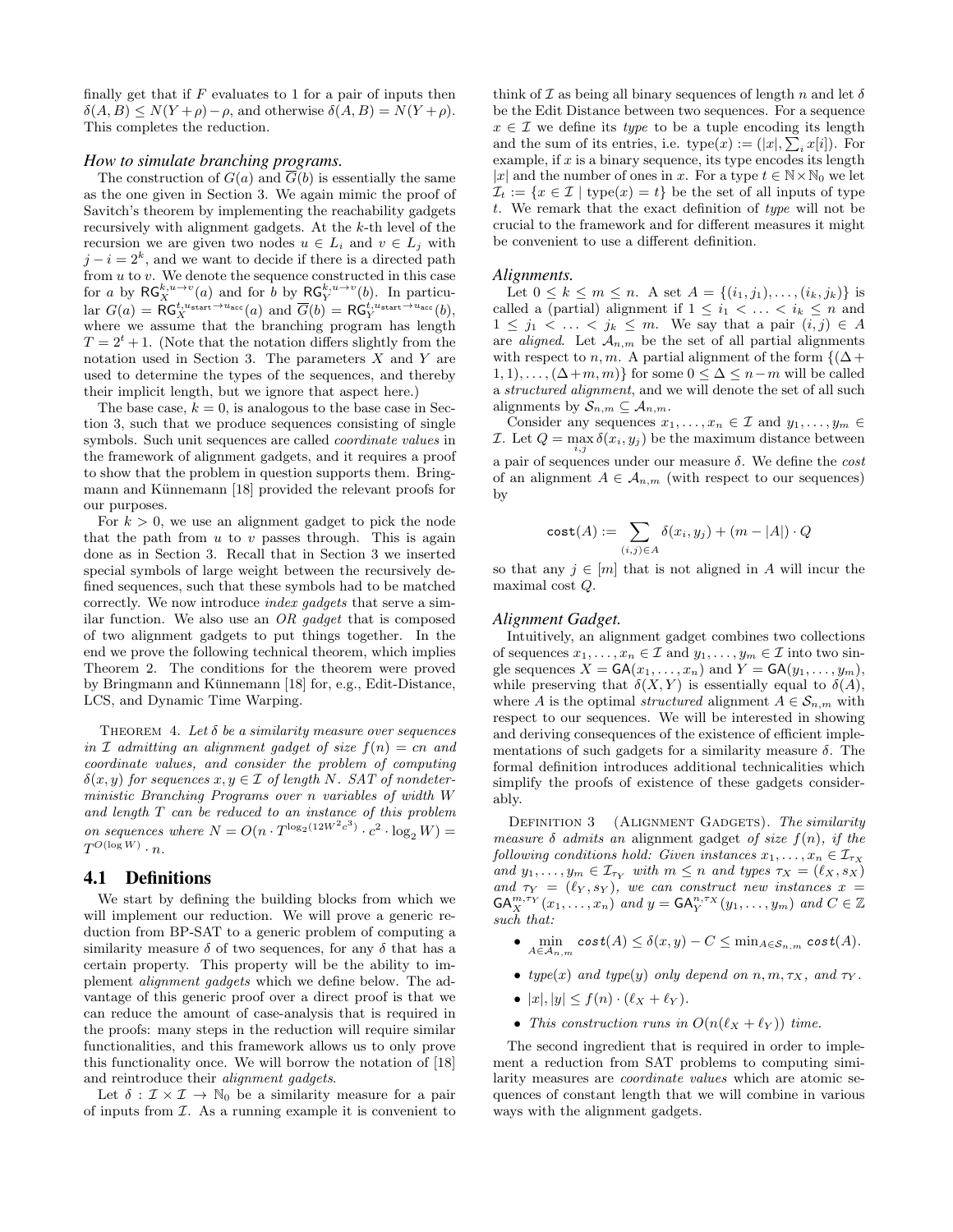finally get that if $F$ evaluates to 1 for a pair of inputs then $\delta(A, B) \leq N(Y+\rho) - \rho$, and otherwise $\delta(A, B) = N(Y+\rho)$. This completes the reduction.

### *How to simulate branching programs.*

The construction of $G(a)$ and $\overline{G}(b)$ is essentially the same as the one given in Section 3. We again mimic the proof of Savitch's theorem by implementing the reachability gadgets recursively with alignment gadgets. At the $k$-th level of the recursion we are given two nodes $u \in L_i$ and $v \in L_j$ with $j - i = 2^k$, and we want to decide if there is a directed path from $u$ to $v$. We denote the sequence constructed in this case for $a$ by $\mathsf{RG}_X^{k,u\to v}(a)$ and for $b$ by $\mathsf{RG}_Y^{k,u\to v}(b)$. In particular $G(a) = \mathsf{RG}_X^{t,u_{\text{start}}\to u_{\text{acc}}}(a)$ and $\overline{G}(b) = \mathsf{RG}_Y^{t,u_{\text{start}}\to u_{\text{acc}}}(b)$, where we assume that the branching program has length $T = 2^t + 1$. (Note that the notation differs slightly from the notation used in Section 3. The parameters $X$ and $Y$ are used to determine the types of the sequences, and thereby their implicit length, but we ignore that aspect here.)

The base case, $k = 0$, is analogous to the base case in Section 3, such that we produce sequences consisting of single symbols. Such unit sequences are called *coordinate values* in the framework of alignment gadgets, and it requires a proof to show that the problem in question supports them. Bringmann and Künnemann [18] provided the relevant proofs for our purposes.

For $k > 0$, we use an alignment gadget to pick the node that the path from $u$ to $v$ passes through. This is again done as in Section 3. Recall that in Section 3 we inserted special symbols of large weight between the recursively defined sequences, such that these symbols had to be matched correctly. We now introduce *index gadgets* that serve a similar function. We also use an *OR gadget* that is composed of two alignment gadgets to put things together. In the end we prove the following technical theorem, which implies Theorem 2. The conditions for the theorem were proved by Bringmann and Künnemann [18] for, e.g., Edit-Distance, LCS, and Dynamic Time Warping.

THEOREM 4. *Let $\delta$ be a similarity measure over sequences in $\mathcal{I}$ admitting an alignment gadget of size $f(n) = cn$ and coordinate values, and consider the problem of computing $\delta(x, y)$ for sequences $x, y \in \mathcal{I}$ of length $N$. SAT of nondeterministic Branching Programs over $n$ variables of width $W$ and length $T$ can be reduced to an instance of this problem on sequences where $N = O(n \cdot T^{\log_2(12W^2c^3)} \cdot c^2 \cdot \log_2 W) = T^{O(\log W)} \cdot n$.*

## 4.1 Definitions

We start by defining the building blocks from which we will implement our reduction. We will prove a generic reduction from BP-SAT to a generic problem of computing a similarity measure $\delta$ of two sequences, for any $\delta$ that has a certain property. This property will be the ability to implement *alignment gadgets* which we define below. The advantage of this generic proof over a direct proof is that we can reduce the amount of case-analysis that is required in the proofs: many steps in the reduction will require similar functionalities, and this framework allows us to only prove this functionality once. We will borrow the notation of [18] and reintroduce their *alignment gadgets*.

Let $\delta : \mathcal{I} \times \mathcal{I} \to \mathbb{N}_0$ be a similarity measure for a pair of inputs from $\mathcal{I}$. As a running example it is convenient to think of $\mathcal{I}$ as being all binary sequences of length $n$ and let $\delta$ be the Edit Distance between two sequences. For a sequence $x \in \mathcal{I}$ we define its *type* to be a tuple encoding its length and the sum of its entries, i.e. $\text{type}(x) := (|x|, \sum_i x[i])$. For example, if $x$ is a binary sequence, its type encodes its length $|x|$ and the number of ones in $x$. For a type $t \in \mathbb{N} \times \mathbb{N}_0$ we let $\mathcal{I}_t := \{x \in \mathcal{I} \mid \text{type}(x) = t\}$ be the set of all inputs of type $t$. We remark that the exact definition of *type* will not be crucial to the framework and for different measures it might be convenient to use a different definition.

### *Alignments.*

Let $0 \leq k \leq m \leq n$. A set $A = \{(i_1, j_1), \ldots, (i_k, j_k)\}$ is called a (partial) alignment if $1 \leq i_1 < \ldots < i_k \leq n$ and $1 \leq j_1 < \ldots < j_k \leq m$. We say that a pair $(i, j) \in A$ are *aligned*. Let $\mathcal{A}_{n,m}$ be the set of all partial alignments with respect to $n, m$. A partial alignment of the form $\{(\Delta + 1, 1), \ldots, (\Delta + m, m)\}$ for some $0 \leq \Delta \leq n - m$ will be called a *structured alignment*, and we will denote the set of all such alignments by $\mathcal{S}_{n,m} \subseteq \mathcal{A}_{n,m}$.

Consider any sequences $x_1, \ldots, x_n \in \mathcal{I}$ and $y_1, \ldots, y_m \in \mathcal{I}$. Let $Q = \max_{i,j} \delta(x_i, y_j)$ be the maximum distance between a pair of sequences under our measure $\delta$. We define the *cost* of an alignment $A \in \mathcal{A}_{n,m}$ (with respect to our sequences) by

$$\mathsf{cost}(A) := \sum_{(i,j)\in A} \delta(x_i, y_j) + (m - |A|) \cdot Q$$

so that any $j \in [m]$ that is not aligned in $A$ will incur the maximal cost $Q$.

### *Alignment Gadget.*

Intuitively, an alignment gadget combines two collections of sequences $x_1, \ldots, x_n \in \mathcal{I}$ and $y_1, \ldots, y_m \in \mathcal{I}$ into two single sequences $X = \mathsf{GA}(x_1, \ldots, x_n)$ and $Y = \mathsf{GA}(y_1, \ldots, y_m)$, while preserving that $\delta(X, Y)$ is essentially equal to $\delta(A)$, where $A$ is the optimal *structured* alignment $A \in \mathcal{S}_{n,m}$ with respect to our sequences. We will be interested in showing and deriving consequences of the existence of efficient implementations of such gadgets for a similarity measure $\delta$. The formal definition introduces additional technicalities which simplify the proofs of existence of these gadgets considerably.

DEFINITION 3 (ALIGNMENT GADGETS). *The similarity measure $\delta$ admits an* alignment gadget *of size $f(n)$, if the following conditions hold: Given instances $x_1, \ldots, x_n \in \mathcal{I}_{\tau_X}$ and $y_1, \ldots, y_m \in \mathcal{I}_{\tau_Y}$ with $m \leq n$ and types $\tau_X = (\ell_X, s_X)$ and $\tau_Y = (\ell_Y, s_Y)$, we can construct new instances $x = \mathsf{GA}_X^{m,\tau_Y}(x_1, \ldots, x_n)$ and $y = \mathsf{GA}_Y^{n,\tau_X}(y_1, \ldots, y_m)$ and $C \in \mathbb{Z}$ such that:*

- $\min_{A\in\mathcal{A}_{n,m}} \mathsf{cost}(A) \leq \delta(x, y) - C \leq \min_{A\in\mathcal{S}_{n,m}} \mathsf{cost}(A)$.
- *$\text{type}(x)$ and $\text{type}(y)$ only depend on $n, m, \tau_X$, and $\tau_Y$.*
- $|x|, |y| \leq f(n) \cdot (\ell_X + \ell_Y)$.
- *This construction runs in $O(n(\ell_X + \ell_Y))$ time.*

The second ingredient that is required in order to implement a reduction from SAT problems to computing similarity measures are *coordinate values* which are atomic sequences of constant length that we will combine in various ways with the alignment gadgets.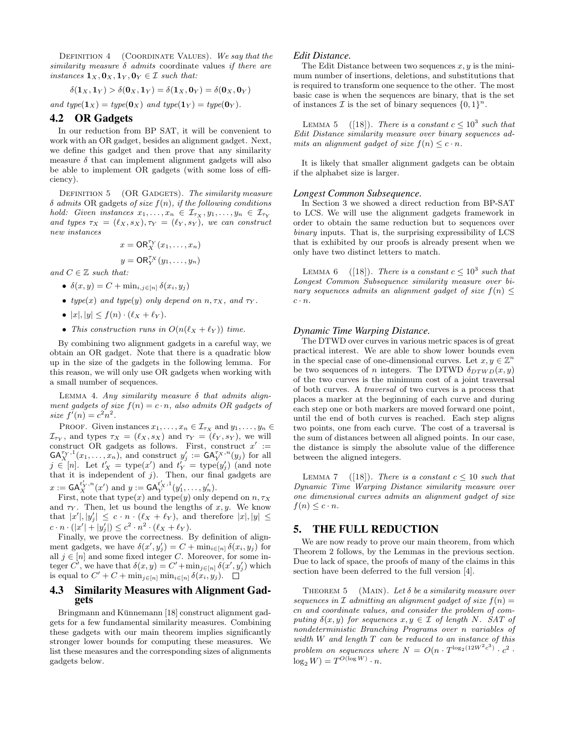DEFINITION 4 (COORDINATE VALUES). *We say that the similarity measure $\delta$ admits* coordinate values *if there are instances $\mathbf{1}_X, \mathbf{0}_X, \mathbf{1}_Y, \mathbf{0}_Y \in \mathcal{I}$ such that:*

$$\delta(\mathbf{1}_X, \mathbf{1}_Y) > \delta(\mathbf{0}_X, \mathbf{1}_Y) = \delta(\mathbf{1}_X, \mathbf{0}_Y) = \delta(\mathbf{0}_X, \mathbf{0}_Y)$$

*and type$(\mathbf{1}_X)$ = type$(\mathbf{0}_X)$ and type$(\mathbf{1}_Y)$ = type$(\mathbf{0}_Y)$.*

## 4.2 OR Gadgets

In our reduction from BP SAT, it will be convenient to work with an OR gadget, besides an alignment gadget. Next, we define this gadget and then prove that any similarity measure $\delta$ that can implement alignment gadgets will also be able to implement OR gadgets (with some loss of efficiency).

DEFINITION 5 (OR GADGETS). *The similarity measure $\delta$ admits* OR gadgets *of size $f(n)$, if the following conditions hold: Given instances $x_1, \dots, x_n \in \mathcal{I}_{\tau_X}, y_1, \dots, y_n \in \mathcal{I}_{\tau_Y}$ and types $\tau_X = (\ell_X, s_X), \tau_Y = (\ell_Y, s_Y)$, we can construct new instances*

$$x = \mathsf{OR}_X^{\tau_Y}(x_1, \dots, x_n)$$

$$y = \mathsf{OR}_Y^{\tau_X}(y_1, \dots, y_n)$$

*and $C \in \mathbb{Z}$ such that:*

- $\delta(x, y) = C + \min_{i,j \in [n]} \delta(x_i, y_j)$
- *type$(x)$ and type$(y)$ only depend on $n, \tau_X$, and $\tau_Y$.*
- $|x|, |y| \le f(n) \cdot (\ell_X + \ell_Y)$.
- *This construction runs in $O(n(\ell_X + \ell_Y))$ time.*

By combining two alignment gadgets in a careful way, we obtain an OR gadget. Note that there is a quadratic blow up in the size of the gadgets in the following lemma. For this reason, we will only use OR gadgets when working with a small number of sequences.

LEMMA 4. *Any similarity measure $\delta$ that admits alignment gadgets of size $f(n) = c \cdot n$, also admits OR gadgets of size $f'(n) = c^2 n^2$.*

PROOF. Given instances $x_1, \dots, x_n \in \mathcal{I}_{\tau_X}$ and $y_1, \dots, y_n \in \mathcal{I}_{\tau_Y}$, and types $\tau_X = (\ell_X, s_X)$ and $\tau_Y = (\ell_Y, s_Y)$, we will construct OR gadgets as follows. First, construct $x' := \mathsf{GA}_X^{\tau_Y,1}(x_1, \dots, x_n)$, and construct $y'_j := \mathsf{GA}_Y^{\tau_X,n}(y_j)$ for all $j \in [n]$. Let $t'_X = \text{type}(x')$ and $t'_Y = \text{type}(y'_j)$ (and note that it is independent of $j$). Then, our final gadgets are $x := \mathsf{GA}_X^{t'_Y,n}(x')$ and $y := \mathsf{GA}_Y^{t'_X,1}(y'_1, \dots, y'_n)$.

First, note that type$(x)$ and type$(y)$ only depend on $n, \tau_X$ and $\tau_Y$. Then, let us bound the lengths of $x, y$. We know that $|x'|, |y'_j| \le c \cdot n \cdot (\ell_X + \ell_Y)$, and therefore $|x|, |y| \le c \cdot n \cdot (|x'| + |y'_j|) \le c^2 \cdot n^2 \cdot (\ell_X + \ell_Y)$.

Finally, we prove the correctness. By definition of alignment gadgets, we have $\delta(x', y'_j) = C + \min_{i \in [n]} \delta(x_i, y_j)$ for all $j \in [n]$ and some fixed integer $C$. Moreover, for some integer $C'$, we have that $\delta(x, y) = C' + \min_{j \in [n]} \delta(x', y'_j)$ which is equal to $C' + C + \min_{j \in [n]} \min_{i \in [n]} \delta(x_i, y_j)$. $\square$

## 4.3 Similarity Measures with Alignment Gadgets

Bringmann and Künnemann [18] construct alignment gadgets for a few fundamental similarity measures. Combining these gadgets with our main theorem implies significantly stronger lower bounds for computing these measures. We list these measures and the corresponding sizes of alignments gadgets below.

### *Edit Distance.*

The Edit Distance between two sequences $x, y$ is the minimum number of insertions, deletions, and substitutions that is required to transform one sequence to the other. The most basic case is when the sequences are binary, that is the set of instances $\mathcal{I}$ is the set of binary sequences $\{0, 1\}^n$.

LEMMA 5 ([18]). *There is a constant $c \le 10^3$ such that Edit Distance similarity measure over binary sequences admits an alignment gadget of size $f(n) \le c \cdot n$.*

It is likely that smaller alignment gadgets can be obtain if the alphabet size is larger.

### *Longest Common Subsequence.*

In Section 3 we showed a direct reduction from BP-SAT to LCS. We will use the alignment gadgets framework in order to obtain the same reduction but to sequences over *binary* inputs. That is, the surprising expressibility of LCS that is exhibited by our proofs is already present when we only have two distinct letters to match.

LEMMA 6 ([18]). *There is a constant $c \le 10^3$ such that Longest Common Subsequence similarity measure over binary sequences admits an alignment gadget of size $f(n) \le c \cdot n$.*

### *Dynamic Time Warping Distance.*

The DTWD over curves in various metric spaces is of great practical interest. We are able to show lower bounds even in the special case of one-dimensional curves. Let $x, y \in \mathbb{Z}^n$ be two sequences of $n$ integers. The DTWD $\delta_{DTWD}(x, y)$ of the two curves is the minimum cost of a joint traversal of both curves. A *traversal* of two curves is a process that places a marker at the beginning of each curve and during each step one or both markers are moved forward one point, until the end of both curves is reached. Each step aligns two points, one from each curve. The cost of a traversal is the sum of distances between all aligned points. In our case, the distance is simply the absolute value of the difference between the aligned integers.

LEMMA 7 ([18]). *There is a constant $c \le 10$ such that Dynamic Time Warping Distance similarity measure over one dimensional curves admits an alignment gadget of size $f(n) \le c \cdot n$.*

## 5. THE FULL REDUCTION

We are now ready to prove our main theorem, from which Theorem 2 follows, by the Lemmas in the previous section. Due to lack of space, the proofs of many of the claims in this section have been deferred to the full version [4].

THEOREM 5 (MAIN). *Let $\delta$ be a similarity measure over sequences in $\mathcal{I}$ admitting an alignment gadget of size $f(n) = cn$ and coordinate values, and consider the problem of computing $\delta(x, y)$ for sequences $x, y \in \mathcal{I}$ of length $N$. SAT of nondeterministic Branching Programs over $n$ variables of width $W$ and length $T$ can be reduced to an instance of this problem on sequences where $N = O(n \cdot T^{\log_2(12W^2c^3)} \cdot c^2 \cdot \log_2 W) = T^{O(\log W)} \cdot n$.*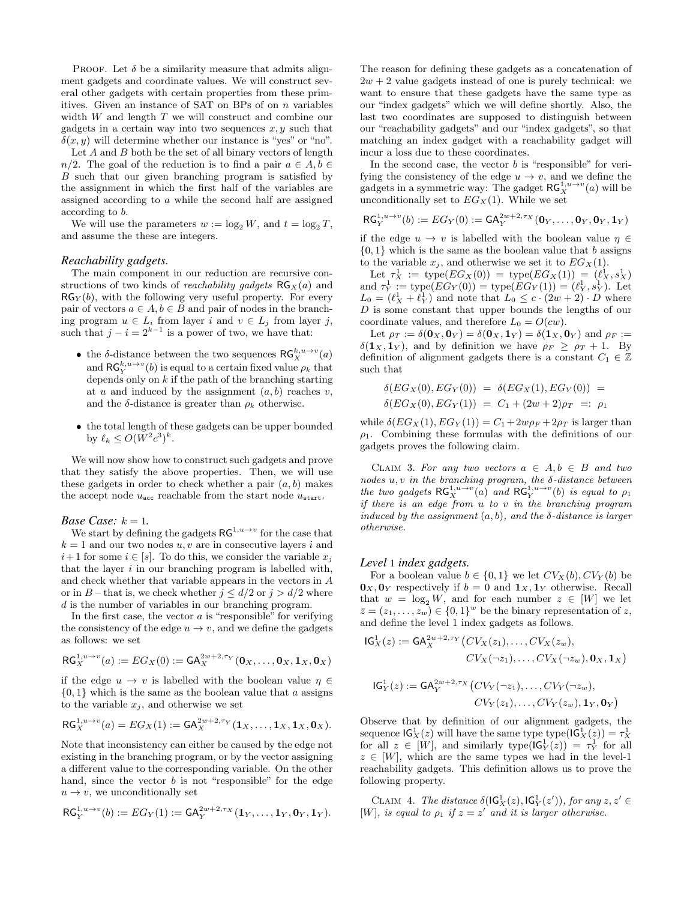PROOF. Let $\delta$ be a similarity measure that admits alignment gadgets and coordinate values. We will construct several other gadgets with certain properties from these primitives. Given an instance of SAT on BPs of on $n$ variables width $W$ and length $T$ we will construct and combine our gadgets in a certain way into two sequences $x, y$ such that $\delta(x, y)$ will determine whether our instance is "yes" or "no".

Let $A$ and $B$ both be the set of all binary vectors of length $n/2$. The goal of the reduction is to find a pair $a \in A, b \in B$ such that our given branching program is satisfied by the assignment in which the first half of the variables are assigned according to $a$ while the second half are assigned according to $b$.

We will use the parameters $w := \log_2 W$, and $t = \log_2 T$, and assume the these are integers.

### *Reachability gadgets.*

The main component in our reduction are recursive constructions of two kinds of *reachability gadgets* $\mathsf{RG}_X(a)$ and $\mathsf{RG}_Y(b)$, with the following very useful property. For every pair of vectors $a \in A, b \in B$ and pair of nodes in the branching program $u \in L_i$ from layer $i$ and $v \in L_j$ from layer $j$, such that $j - i = 2^{k-1}$ is a power of two, we have that:

- the $\delta$-distance between the two sequences $\mathsf{RG}_X^{k,u\to v}(a)$ and $\mathsf{RG}_Y^{k,u\to v}(b)$ is equal to a certain fixed value $\rho_k$ that depends only on $k$ if the path of the branching starting at $u$ and induced by the assignment $(a, b)$ reaches $v$, and the $\delta$-distance is greater than $\rho_k$ otherwise.
- the total length of these gadgets can be upper bounded by $\ell_k \le O(W^2 c^3)^k$.

We will now show how to construct such gadgets and prove that they satisfy the above properties. Then, we will use these gadgets in order to check whether a pair $(a, b)$ makes the accept node $u_{\mathsf{acc}}$ reachable from the start node $u_{\mathsf{start}}$.

### *Base Case:* $k = 1$.

We start by defining the gadgets $\mathsf{RG}^{1,u\to v}$ for the case that $k = 1$ and our two nodes $u, v$ are in consecutive layers $i$ and $i+1$ for some $i \in [s]$. To do this, we consider the variable $x_j$ that the layer $i$ in our branching program is labelled with, and check whether that variable appears in the vectors in $A$ or in $B$ – that is, we check whether $j \le d/2$ or $j > d/2$ where $d$ is the number of variables in our branching program.

In the first case, the vector $a$ is "responsible" for verifying the consistency of the edge $u \to v$, and we define the gadgets as follows: we set

$$\mathsf{RG}_X^{1,u\to v}(a) := EG_X(0) := \mathsf{GA}_X^{2w+2,\tau_Y}(\mathbf{0}_X, \ldots, \mathbf{0}_X, \mathbf{1}_X, \mathbf{0}_X)$$

if the edge $u \to v$ is labelled with the boolean value $\eta \in \{0, 1\}$ which is the same as the boolean value that $a$ assigns to the variable $x_j$, and otherwise we set

$$\mathsf{RG}_X^{1,u\to v}(a) = EG_X(1) := \mathsf{GA}_X^{2w+2,\tau_Y}(\mathbf{1}_X, \ldots, \mathbf{1}_X, \mathbf{1}_X, \mathbf{0}_X).$$

Note that inconsistency can either be caused by the edge not existing in the branching program, or by the vector assigning a different value to the corresponding variable. On the other hand, since the vector $b$ is not "responsible" for the edge $u \to v$, we unconditionally set

$$\mathsf{RG}_Y^{1,u\to v}(b) := EG_Y(1) := \mathsf{GA}_Y^{2w+2,\tau_X}(\mathbf{1}_Y, \ldots, \mathbf{1}_Y, \mathbf{0}_Y, \mathbf{1}_Y).$$

The reason for defining these gadgets as a concatenation of $2w + 2$ value gadgets instead of one is purely technical: we want to ensure that these gadgets have the same type as our "index gadgets" which we will define shortly. Also, the last two coordinates are supposed to distinguish between our "reachability gadgets" and our "index gadgets", so that matching an index gadget with a reachability gadget will incur a loss due to these coordinates.

In the second case, the vector $b$ is "responsible" for verifying the consistency of the edge $u \to v$, and we define the gadgets in a symmetric way: The gadget $\mathsf{RG}_X^{1,u\to v}(a)$ will be unconditionally set to $EG_X(1)$. While we set

$$\mathsf{RG}_Y^{1,u\to v}(b) := EG_Y(0) := \mathsf{GA}_Y^{2w+2,\tau_X}(\mathbf{0}_Y, \ldots, \mathbf{0}_Y, \mathbf{0}_Y, \mathbf{1}_Y)$$

if the edge $u \to v$ is labelled with the boolean value $\eta \in \{0, 1\}$ which is the same as the boolean value that $b$ assigns to the variable $x_j$, and otherwise we set it to $EG_X(1)$.

Let $\tau_X^1 := \text{type}(EG_X(0)) = \text{type}(EG_X(1)) = (\ell_X^1, s_X^1)$ and $\tau_Y^1 := \text{type}(EG_Y(0)) = \text{type}(EG_Y(1)) = (\ell_Y^1, s_Y^1)$. Let $L_0 = (\ell_X^1 + \ell_Y^1)$ and note that $L_0 \le c \cdot (2w + 2) \cdot D$ where $D$ is some constant that upper bounds the lengths of our coordinate values, and therefore $L_0 = O(cw)$.

Let $\rho_T := \delta(\mathbf{0}_X, \mathbf{0}_Y) = \delta(\mathbf{0}_X, \mathbf{1}_Y) = \delta(\mathbf{1}_X, \mathbf{0}_Y)$ and $\rho_F := \delta(\mathbf{1}_X, \mathbf{1}_Y)$, and by definition we have $\rho_F \ge \rho_T + 1$. By definition of alignment gadgets there is a constant $C_1 \in \mathbb{Z}$ such that

$$\delta(EG_X(0), EG_Y(0)) \;=\; \delta(EG_X(1), EG_Y(0)) \;=\; \delta(EG_X(0), EG_Y(1)) \;=\; C_1 + (2w+2)\rho_T \;=:\; \rho_1$$

while $\delta(EG_X(1), EG_Y(1)) = C_1 + 2w\rho_F + 2\rho_T$ is larger than $\rho_1$. Combining these formulas with the definitions of our gadgets proves the following claim.

CLAIM 3. *For any two vectors $a \in A, b \in B$ and two nodes $u, v$ in the branching program, the $\delta$-distance between the two gadgets $\mathsf{RG}_X^{1,u\to v}(a)$ and $\mathsf{RG}_Y^{1,u\to v}(b)$ is equal to $\rho_1$ if there is an edge from $u$ to $v$ in the branching program induced by the assignment $(a, b)$, and the $\delta$-distance is larger otherwise.*

### *Level 1 index gadgets.*

For a boolean value $b \in \{0, 1\}$ we let $CV_X(b), CV_Y(b)$ be $\mathbf{0}_X, \mathbf{0}_Y$ respectively if $b = 0$ and $\mathbf{1}_X, \mathbf{1}_Y$ otherwise. Recall that $w = \log_2 W$, and for each number $z \in [W]$ we let $\bar{z} = (z_1, \ldots, z_w) \in \{0, 1\}^w$ be the binary representation of $z$, and define the level 1 index gadgets as follows.

$$\mathsf{IG}_X^1(z) := \mathsf{GA}_X^{2w+2,\tau_Y}\big(CV_X(z_1), \ldots, CV_X(z_w), CV_X(\neg z_1), \ldots, CV_X(\neg z_w), \mathbf{0}_X, \mathbf{1}_X\big)$$

$$\mathsf{IG}_Y^1(z) := \mathsf{GA}_Y^{2w+2,\tau_X}\big(CV_Y(\neg z_1), \ldots, CV_Y(\neg z_w), CV_Y(z_1), \ldots, CV_Y(z_w), \mathbf{1}_Y, \mathbf{0}_Y\big)$$

Observe that by definition of our alignment gadgets, the sequence $\mathsf{IG}_X^1(z)$ will have the same type $\text{type}(\mathsf{IG}_X^1(z)) = \tau_X^1$ for all $z \in [W]$, and similarly $\text{type}(\mathsf{IG}_Y^1(z)) = \tau_Y^1$ for all $z \in [W]$, which are the same types we had in the level-1 reachability gadgets. This definition allows us to prove the following property.

CLAIM 4. *The distance $\delta(\mathsf{IG}_X^1(z), \mathsf{IG}_Y^1(z'))$, for any $z, z' \in [W]$, is equal to $\rho_1$ if $z = z'$ and it is larger otherwise.*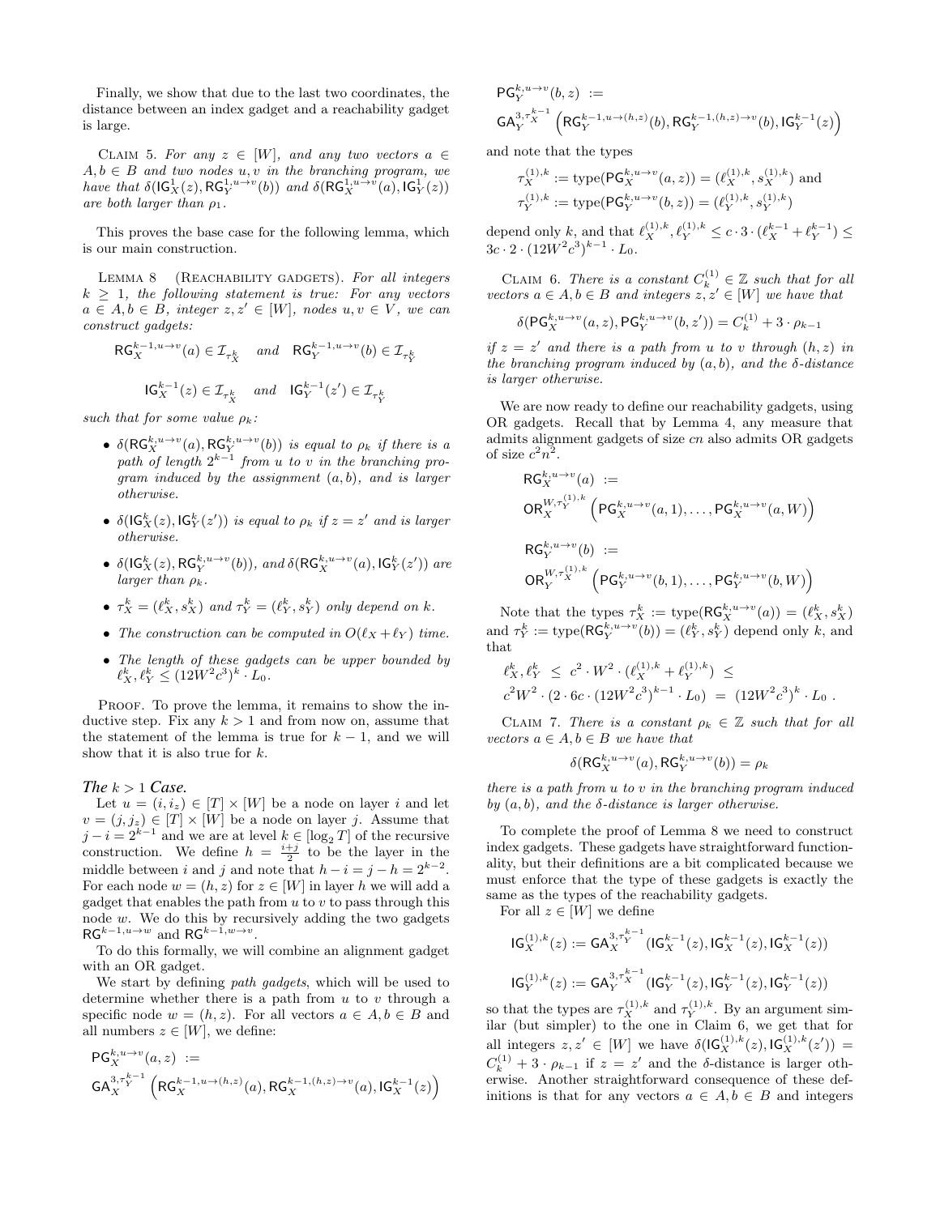Finally, we show that due to the last two coordinates, the distance between an index gadget and a reachability gadget is large.

Claim 5. *For any $z \in [W]$, and any two vectors $a \in A, b \in B$ and two nodes $u, v$ in the branching program, we have that $\delta(\mathsf{IG}^1_X(z), \mathsf{RG}^{1,u\to v}_Y(b))$ and $\delta(\mathsf{RG}^{1,u\to v}_X(a), \mathsf{IG}^1_Y(z))$ are both larger than $\rho_1$.*

This proves the base case for the following lemma, which is our main construction.

Lemma 8 (Reachability gadgets). *For all integers $k \geq 1$, the following statement is true: For any vectors $a \in A, b \in B$, integer $z, z' \in [W]$, nodes $u, v \in V$, we can construct gadgets:*

$$\mathsf{RG}^{k-1,u\to v}_X(a) \in \mathcal{I}_{\tau^k_X} \quad \text{and} \quad \mathsf{RG}^{k-1,u\to v}_Y(b) \in \mathcal{I}_{\tau^k_Y}$$

$$\mathsf{IG}^{k-1}_X(z) \in \mathcal{I}_{\tau^k_X} \quad \text{and} \quad \mathsf{IG}^{k-1}_Y(z') \in \mathcal{I}_{\tau^k_Y}$$

*such that for some value $\rho_k$:*

- *$\delta(\mathsf{RG}^{k,u\to v}_X(a), \mathsf{RG}^{k,u\to v}_Y(b))$ is equal to $\rho_k$ if there is a path of length $2^{k-1}$ from $u$ to $v$ in the branching program induced by the assignment $(a,b)$, and is larger otherwise.*
- *$\delta(\mathsf{IG}^k_X(z), \mathsf{IG}^k_Y(z'))$ is equal to $\rho_k$ if $z = z'$ and is larger otherwise.*
- *$\delta(\mathsf{IG}^k_X(z), \mathsf{RG}^{k,u\to v}_Y(b))$, and $\delta(\mathsf{RG}^{k,u\to v}_X(a), \mathsf{IG}^k_Y(z'))$ are larger than $\rho_k$.*
- *$\tau^k_X = (\ell^k_X, s^k_X)$ and $\tau^k_Y = (\ell^k_Y, s^k_Y)$ only depend on $k$.*
- *The construction can be computed in $O(\ell_X + \ell_Y)$ time.*
- *The length of these gadgets can be upper bounded by $\ell^k_X, \ell^k_Y \leq (12W^2c^3)^k \cdot L_0$.*

Proof. To prove the lemma, it remains to show the inductive step. Fix any $k > 1$ and from now on, assume that the statement of the lemma is true for $k-1$, and we will show that it is also true for $k$.

### *The $k > 1$ Case.*

Let $u = (i, i_z) \in [T] \times [W]$ be a node on layer $i$ and let $v = (j, j_z) \in [T] \times [W]$ be a node on layer $j$. Assume that $j - i = 2^{k-1}$ and we are at level $k \in [\log_2 T]$ of the recursive construction. We define $h = \frac{i+j}{2}$ to be the layer in the middle between $i$ and $j$ and note that $h - i = j - h = 2^{k-2}$. For each node $w = (h, z)$ for $z \in [W]$ in layer $h$ we will add a gadget that enables the path from $u$ to $v$ to pass through this node $w$. We do this by recursively adding the two gadgets $\mathsf{RG}^{k-1,u\to w}$ and $\mathsf{RG}^{k-1,w\to v}$.

To do this formally, we will combine an alignment gadget with an OR gadget.

We start by defining *path gadgets*, which will be used to determine whether there is a path from $u$ to $v$ through a specific node $w = (h, z)$. For all vectors $a \in A, b \in B$ and all numbers $z \in [W]$, we define:

$$\mathsf{PG}^{k,u\to v}_X(a, z) := \mathsf{GA}^{3,\tau^{k-1}_Y}_X\left(\mathsf{RG}^{k-1,u\to(h,z)}_X(a), \mathsf{RG}^{k-1,(h,z)\to v}_X(a), \mathsf{IG}^{k-1}_X(z)\right)$$

$$\mathsf{PG}^{k,u\to v}_Y(b, z) := \mathsf{GA}^{3,\tau^{k-1}_X}_Y\left(\mathsf{RG}^{k-1,u\to(h,z)}_Y(b), \mathsf{RG}^{k-1,(h,z)\to v}_Y(b), \mathsf{IG}^{k-1}_Y(z)\right)$$

and note that the types

$$\tau^{(1),k}_X := \text{type}(\mathsf{PG}^{k,u\to v}_X(a,z)) = (\ell^{(1),k}_X, s^{(1),k}_X) \text{ and}$$
$$\tau^{(1),k}_Y := \text{type}(\mathsf{PG}^{k,u\to v}_Y(b,z)) = (\ell^{(1),k}_Y, s^{(1),k}_Y)$$

depend only $k$, and that $\ell^{(1),k}_X, \ell^{(1),k}_Y \leq c \cdot 3 \cdot (\ell^{k-1}_X + \ell^{k-1}_Y) \leq 3c \cdot 2 \cdot (12W^2c^3)^{k-1} \cdot L_0$.

Claim 6. *There is a constant $C^{(1)}_k \in \mathbb{Z}$ such that for all vectors $a \in A, b \in B$ and integers $z, z' \in [W]$ we have that*

$$\delta(\mathsf{PG}^{k,u\to v}_X(a,z), \mathsf{PG}^{k,u\to v}_Y(b,z')) = C^{(1)}_k + 3 \cdot \rho_{k-1}$$

*if $z = z'$ and there is a path from $u$ to $v$ through $(h,z)$ in the branching program induced by $(a,b)$, and the $\delta$-distance is larger otherwise.*

We are now ready to define our reachability gadgets, using OR gadgets. Recall that by Lemma 4, any measure that admits alignment gadgets of size $cn$ also admits OR gadgets of size $c^2n^2$.

$$\mathsf{RG}^{k,u\to v}_X(a) := \mathsf{OR}^{W,\tau^{(1),k}_Y}_X\left(\mathsf{PG}^{k,u\to v}_X(a,1), \ldots, \mathsf{PG}^{k,u\to v}_X(a,W)\right)$$

$$\mathsf{RG}^{k,u\to v}_Y(b) := \mathsf{OR}^{W,\tau^{(1),k}_X}_Y\left(\mathsf{PG}^{k,u\to v}_Y(b,1), \ldots, \mathsf{PG}^{k,u\to v}_Y(b,W)\right)$$

Note that the types $\tau^k_X := \text{type}(\mathsf{RG}^{k,u\to v}_X(a)) = (\ell^k_X, s^k_X)$ and $\tau^k_Y := \text{type}(\mathsf{RG}^{k,u\to v}_Y(b)) = (\ell^k_Y, s^k_Y)$ depend only $k$, and that

$$\ell^k_X, \ell^k_Y \leq c^2 \cdot W^2 \cdot (\ell^{(1),k}_X + \ell^{(1),k}_Y) \leq c^2W^2 \cdot (2 \cdot 6c \cdot (12W^2c^3)^{k-1} \cdot L_0) = (12W^2c^3)^k \cdot L_0 .$$

Claim 7. *There is a constant $\rho_k \in \mathbb{Z}$ such that for all vectors $a \in A, b \in B$ we have that*

$$\delta(\mathsf{RG}^{k,u\to v}_X(a), \mathsf{RG}^{k,u\to v}_Y(b)) = \rho_k$$

*there is a path from $u$ to $v$ in the branching program induced by $(a,b)$, and the $\delta$-distance is larger otherwise.*

To complete the proof of Lemma 8 we need to construct index gadgets. These gadgets have straightforward functionality, but their definitions are a bit complicated because we must enforce that the type of these gadgets is exactly the same as the types of the reachability gadgets.

For all $z \in [W]$ we define

$$\mathsf{IG}^{(1),k}_X(z) := \mathsf{GA}^{3,\tau^{k-1}_Y}_X(\mathsf{IG}^{k-1}_X(z), \mathsf{IG}^{k-1}_X(z), \mathsf{IG}^{k-1}_X(z))$$

$$\mathsf{IG}^{(1),k}_Y(z) := \mathsf{GA}^{3,\tau^{k-1}_X}_Y(\mathsf{IG}^{k-1}_Y(z), \mathsf{IG}^{k-1}_Y(z), \mathsf{IG}^{k-1}_Y(z))$$

so that the types are $\tau^{(1),k}_X$ and $\tau^{(1),k}_Y$. By an argument similar (but simpler) to the one in Claim 6, we get that for all integers $z, z' \in [W]$ we have $\delta(\mathsf{IG}^{(1),k}_X(z), \mathsf{IG}^{(1),k}_Y(z')) = C^{(1)}_k + 3 \cdot \rho_{k-1}$ if $z = z'$ and the $\delta$-distance is larger otherwise. Another straightforward consequence of these definitions is that for any vectors $a \in A, b \in B$ and integers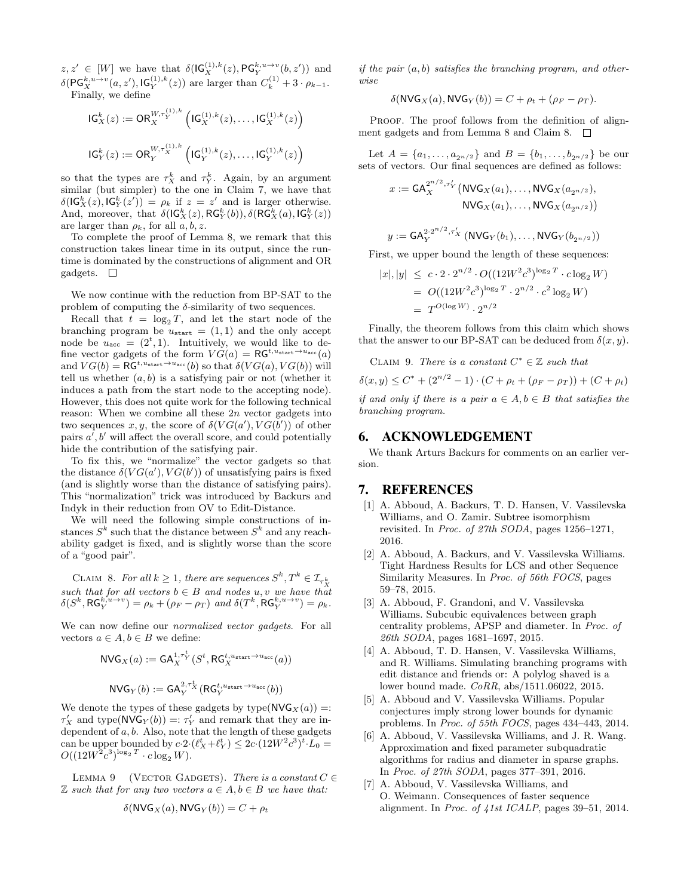$z, z' \in [W]$ we have that $\delta(\mathsf{IG}_X^{(1),k}(z), \mathsf{PG}_Y^{k,u\to v}(b, z'))$ and $\delta(\mathsf{PG}_X^{k,u\to v}(a, z'), \mathsf{IG}_Y^{(1),k}(z))$ are larger than $C_k^{(1)} + 3 \cdot \rho_{k-1}$.

Finally, we define

$$\mathsf{IG}_X^k(z) := \mathsf{OR}_X^{W,\tau_Y^{(1),k}}\left(\mathsf{IG}_X^{(1),k}(z), \ldots, \mathsf{IG}_X^{(1),k}(z)\right)$$

$$\mathsf{IG}_Y^k(z) := \mathsf{OR}_Y^{W,\tau_X^{(1),k}}\left(\mathsf{IG}_Y^{(1),k}(z), \ldots, \mathsf{IG}_Y^{(1),k}(z)\right)$$

so that the types are $\tau_X^k$ and $\tau_Y^k$. Again, by an argument similar (but simpler) to the one in Claim 7, we have that $\delta(\mathsf{IG}_X^k(z), \mathsf{IG}_Y^k(z')) = \rho_k$ if $z = z'$ and is larger otherwise. And, moreover, that $\delta(\mathsf{IG}_X^k(z), \mathsf{RG}_Y^k(b)), \delta(\mathsf{RG}_X^k(a), \mathsf{IG}_Y^k(z))$ are larger than $\rho_k$, for all $a, b, z$.

To complete the proof of Lemma 8, we remark that this construction takes linear time in its output, since the runtime is dominated by the constructions of alignment and OR gadgets. $\square$

We now continue with the reduction from BP-SAT to the problem of computing the $\delta$-similarity of two sequences.

Recall that $t = \log_2 T$, and let the start node of the branching program be $u_{\mathsf{start}} = (1, 1)$ and the only accept node be $u_{\mathsf{acc}} = (2^t, 1)$. Intuitively, we would like to define vector gadgets of the form $VG(a) = \mathsf{RG}^{t,u_{\mathsf{start}}\to u_{\mathsf{acc}}}(a)$ and $VG(b) = \mathsf{RG}^{t,u_{\mathsf{start}}\to u_{\mathsf{acc}}}(b)$ so that $\delta(VG(a), VG(b))$ will tell us whether $(a, b)$ is a satisfying pair or not (whether it induces a path from the start node to the accepting node). However, this does not quite work for the following technical reason: When we combine all these $2n$ vector gadgets into two sequences $x, y$, the score of $\delta(VG(a'), VG(b'))$ of other pairs $a', b'$ will affect the overall score, and could potentially hide the contribution of the satisfying pair.

To fix this, we "normalize" the vector gadgets so that the distance $\delta(VG(a'), VG(b'))$ of unsatisfying pairs is fixed (and is slightly worse than the distance of satisfying pairs). This "normalization" trick was introduced by Backurs and Indyk in their reduction from OV to Edit-Distance.

We will need the following simple constructions of instances $S^k$ such that the distance between $S^k$ and any reachability gadget is fixed, and is slightly worse than the score of a "good pair".

Claim 8. *For all $k \geq 1$, there are sequences $S^k, T^k \in \mathcal{I}_{\tau_X^k}$ such that for all vectors $b \in B$ and nodes $u, v$ we have that $\delta(S^k, \mathsf{RG}_Y^{k,u\to v}) = \rho_k + (\rho_F - \rho_T)$ and $\delta(T^k, \mathsf{RG}_Y^{k,u\to v}) = \rho_k$.*

We can now define our *normalized vector gadgets*. For all vectors $a \in A, b \in B$ we define:

$$\mathsf{NVG}_X(a) := \mathsf{GA}_X^{1,\tau_Y^t}(S^t, \mathsf{RG}_X^{t,u_{\mathsf{start}}\to u_{\mathsf{acc}}}(a))$$

$$\mathsf{NVG}_Y(b) := \mathsf{GA}_Y^{2,\tau_X^t}(\mathsf{RG}_Y^{t,u_{\mathsf{start}}\to u_{\mathsf{acc}}}(b))$$

We denote the types of these gadgets by type$(\mathsf{NVG}_X(a)) =: \tau_X'$ and type$(\mathsf{NVG}_Y(b)) =: \tau_Y'$ and remark that they are independent of $a, b$. Also, note that the length of these gadgets can be upper bounded by $c\cdot 2\cdot(\ell_X^t + \ell_Y^t) \leq 2c\cdot(12W^2c^3)^t \cdot L_0 = O((12W^2c^3)^{\log_2 T} \cdot c \log_2 W)$.

Lemma 9 (Vector Gadgets). *There is a constant $C \in \mathbb{Z}$ such that for any two vectors $a \in A, b \in B$ we have that:*

$$\delta(\mathsf{NVG}_X(a), \mathsf{NVG}_Y(b)) = C + \rho_t$$

*if the pair $(a, b)$ satisfies the branching program, and otherwise*

$$\delta(\mathsf{NVG}_X(a), \mathsf{NVG}_Y(b)) = C + \rho_t + (\rho_F - \rho_T).$$

Proof. The proof follows from the definition of alignment gadgets and from Lemma 8 and Claim 8. $\square$

Let $A = \{a_1, \ldots, a_{2^{n/2}}\}$ and $B = \{b_1, \ldots, b_{2^{n/2}}\}$ be our sets of vectors. Our final sequences are defined as follows:

$$x := \mathsf{GA}_X^{2^{n/2},\tau_Y'}\big(\mathsf{NVG}_X(a_1), \ldots, \mathsf{NVG}_X(a_{2^{n/2}}), \mathsf{NVG}_X(a_1), \ldots, \mathsf{NVG}_X(a_{2^{n/2}})\big)$$

$$y := \mathsf{GA}_Y^{2\cdot 2^{n/2},\tau_X'}\left(\mathsf{NVG}_Y(b_1), \ldots, \mathsf{NVG}_Y(b_{2^{n/2}})\right)$$

First, we upper bound the length of these sequences:

$$\begin{aligned}
|x|, |y| &\leq c \cdot 2 \cdot 2^{n/2} \cdot O((12W^2c^3)^{\log_2 T} \cdot c \log_2 W) \\
&= O((12W^2c^3)^{\log_2 T} \cdot 2^{n/2} \cdot c^2 \log_2 W) \\
&= T^{O(\log W)} \cdot 2^{n/2}
\end{aligned}$$

Finally, the theorem follows from this claim which shows that the answer to our BP-SAT can be deduced from $\delta(x, y)$.

Claim 9. *There is a constant $C^* \in \mathbb{Z}$ such that*

$$\delta(x, y) \leq C^* + (2^{n/2} - 1) \cdot (C + \rho_t + (\rho_F - \rho_T)) + (C + \rho_t)$$

*if and only if there is a pair $a \in A, b \in B$ that satisfies the branching program.*

## 6. ACKNOWLEDGEMENT

We thank Arturs Backurs for comments on an earlier version.

## 7. REFERENCES

[1] A. Abboud, A. Backurs, T. D. Hansen, V. Vassilevska Williams, and O. Zamir. Subtree isomorphism revisited. In *Proc. of 27th SODA*, pages 1256–1271, 2016.

[2] A. Abboud, A. Backurs, and V. Vassilevska Williams. Tight Hardness Results for LCS and other Sequence Similarity Measures. In *Proc. of 56th FOCS*, pages 59–78, 2015.

[3] A. Abboud, F. Grandoni, and V. Vassilevska Williams. Subcubic equivalences between graph centrality problems, APSP and diameter. In *Proc. of 26th SODA*, pages 1681–1697, 2015.

[4] A. Abboud, T. D. Hansen, V. Vassilevska Williams, and R. Williams. Simulating branching programs with edit distance and friends or: A polylog shaved is a lower bound made. *CoRR*, abs/1511.06022, 2015.

[5] A. Abboud and V. Vassilevska Williams. Popular conjectures imply strong lower bounds for dynamic problems. In *Proc. of 55th FOCS*, pages 434–443, 2014.

[6] A. Abboud, V. Vassilevska Williams, and J. R. Wang. Approximation and fixed parameter subquadratic algorithms for radius and diameter in sparse graphs. In *Proc. of 27th SODA*, pages 377–391, 2016.

[7] A. Abboud, V. Vassilevska Williams, and O. Weimann. Consequences of faster sequence alignment. In *Proc. of 41st ICALP*, pages 39–51, 2014.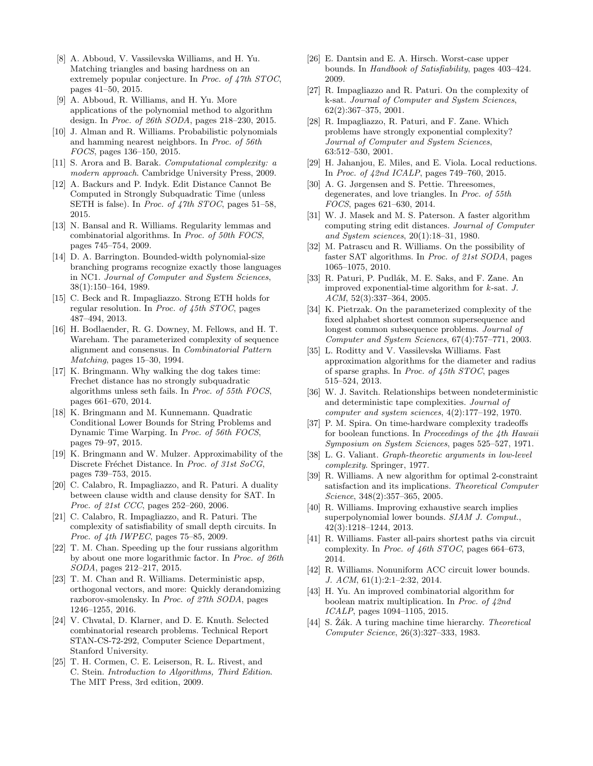[8] A. Abboud, V. Vassilevska Williams, and H. Yu. Matching triangles and basing hardness on an extremely popular conjecture. In *Proc. of 47th STOC*, pages 41–50, 2015.

[9] A. Abboud, R. Williams, and H. Yu. More applications of the polynomial method to algorithm design. In *Proc. of 26th SODA*, pages 218–230, 2015.

[10] J. Alman and R. Williams. Probabilistic polynomials and hamming nearest neighbors. In *Proc. of 56th FOCS*, pages 136–150, 2015.

[11] S. Arora and B. Barak. *Computational complexity: a modern approach*. Cambridge University Press, 2009.

[12] A. Backurs and P. Indyk. Edit Distance Cannot Be Computed in Strongly Subquadratic Time (unless SETH is false). In *Proc. of 47th STOC*, pages 51–58, 2015.

[13] N. Bansal and R. Williams. Regularity lemmas and combinatorial algorithms. In *Proc. of 50th FOCS*, pages 745–754, 2009.

[14] D. A. Barrington. Bounded-width polynomial-size branching programs recognize exactly those languages in NC1. *Journal of Computer and System Sciences*, 38(1):150–164, 1989.

[15] C. Beck and R. Impagliazzo. Strong ETH holds for regular resolution. In *Proc. of 45th STOC*, pages 487–494, 2013.

[16] H. Bodlaender, R. G. Downey, M. Fellows, and H. T. Wareham. The parameterized complexity of sequence alignment and consensus. In *Combinatorial Pattern Matching*, pages 15–30, 1994.

[17] K. Bringmann. Why walking the dog takes time: Frechet distance has no strongly subquadratic algorithms unless seth fails. In *Proc. of 55th FOCS*, pages 661–670, 2014.

[18] K. Bringmann and M. Kunnemann. Quadratic Conditional Lower Bounds for String Problems and Dynamic Time Warping. In *Proc. of 56th FOCS*, pages 79–97, 2015.

[19] K. Bringmann and W. Mulzer. Approximability of the Discrete Fréchet Distance. In *Proc. of 31st SoCG*, pages 739–753, 2015.

[20] C. Calabro, R. Impagliazzo, and R. Paturi. A duality between clause width and clause density for SAT. In *Proc. of 21st CCC*, pages 252–260, 2006.

[21] C. Calabro, R. Impagliazzo, and R. Paturi. The complexity of satisfiability of small depth circuits. In *Proc. of 4th IWPEC*, pages 75–85, 2009.

[22] T. M. Chan. Speeding up the four russians algorithm by about one more logarithmic factor. In *Proc. of 26th SODA*, pages 212–217, 2015.

[23] T. M. Chan and R. Williams. Deterministic apsp, orthogonal vectors, and more: Quickly derandomizing razborov-smolensky. In *Proc. of 27th SODA*, pages 1246–1255, 2016.

[24] V. Chvatal, D. Klarner, and D. E. Knuth. Selected combinatorial research problems. Technical Report STAN-CS-72-292, Computer Science Department, Stanford University.

[25] T. H. Cormen, C. E. Leiserson, R. L. Rivest, and C. Stein. *Introduction to Algorithms, Third Edition*. The MIT Press, 3rd edition, 2009.

[26] E. Dantsin and E. A. Hirsch. Worst-case upper bounds. In *Handbook of Satisfiability*, pages 403–424. 2009.

[27] R. Impagliazzo and R. Paturi. On the complexity of k-sat. *Journal of Computer and System Sciences*, 62(2):367–375, 2001.

[28] R. Impagliazzo, R. Paturi, and F. Zane. Which problems have strongly exponential complexity? *Journal of Computer and System Sciences*, 63:512–530, 2001.

[29] H. Jahanjou, E. Miles, and E. Viola. Local reductions. In *Proc. of 42nd ICALP*, pages 749–760, 2015.

[30] A. G. Jørgensen and S. Pettie. Threesomes, degenerates, and love triangles. In *Proc. of 55th FOCS*, pages 621–630, 2014.

[31] W. J. Masek and M. S. Paterson. A faster algorithm computing string edit distances. *Journal of Computer and System sciences*, 20(1):18–31, 1980.

[32] M. Patrascu and R. Williams. On the possibility of faster SAT algorithms. In *Proc. of 21st SODA*, pages 1065–1075, 2010.

[33] R. Paturi, P. Pudlák, M. E. Saks, and F. Zane. An improved exponential-time algorithm for $k$-sat. *J. ACM*, 52(3):337–364, 2005.

[34] K. Pietrzak. On the parameterized complexity of the fixed alphabet shortest common supersequence and longest common subsequence problems. *Journal of Computer and System Sciences*, 67(4):757–771, 2003.

[35] L. Roditty and V. Vassilevska Williams. Fast approximation algorithms for the diameter and radius of sparse graphs. In *Proc. of 45th STOC*, pages 515–524, 2013.

[36] W. J. Savitch. Relationships between nondeterministic and deterministic tape complexities. *Journal of computer and system sciences*, 4(2):177–192, 1970.

[37] P. M. Spira. On time-hardware complexity tradeoffs for boolean functions. In *Proceedings of the 4th Hawaii Symposium on System Sciences*, pages 525–527, 1971.

[38] L. G. Valiant. *Graph-theoretic arguments in low-level complexity*. Springer, 1977.

[39] R. Williams. A new algorithm for optimal 2-constraint satisfaction and its implications. *Theoretical Computer Science*, 348(2):357–365, 2005.

[40] R. Williams. Improving exhaustive search implies superpolynomial lower bounds. *SIAM J. Comput.*, 42(3):1218–1244, 2013.

[41] R. Williams. Faster all-pairs shortest paths via circuit complexity. In *Proc. of 46th STOC*, pages 664–673, 2014.

[42] R. Williams. Nonuniform ACC circuit lower bounds. *J. ACM*, 61(1):2:1–2:32, 2014.

[43] H. Yu. An improved combinatorial algorithm for boolean matrix multiplication. In *Proc. of 42nd ICALP*, pages 1094–1105, 2015.

[44] S. Žák. A turing machine time hierarchy. *Theoretical Computer Science*, 26(3):327–333, 1983.